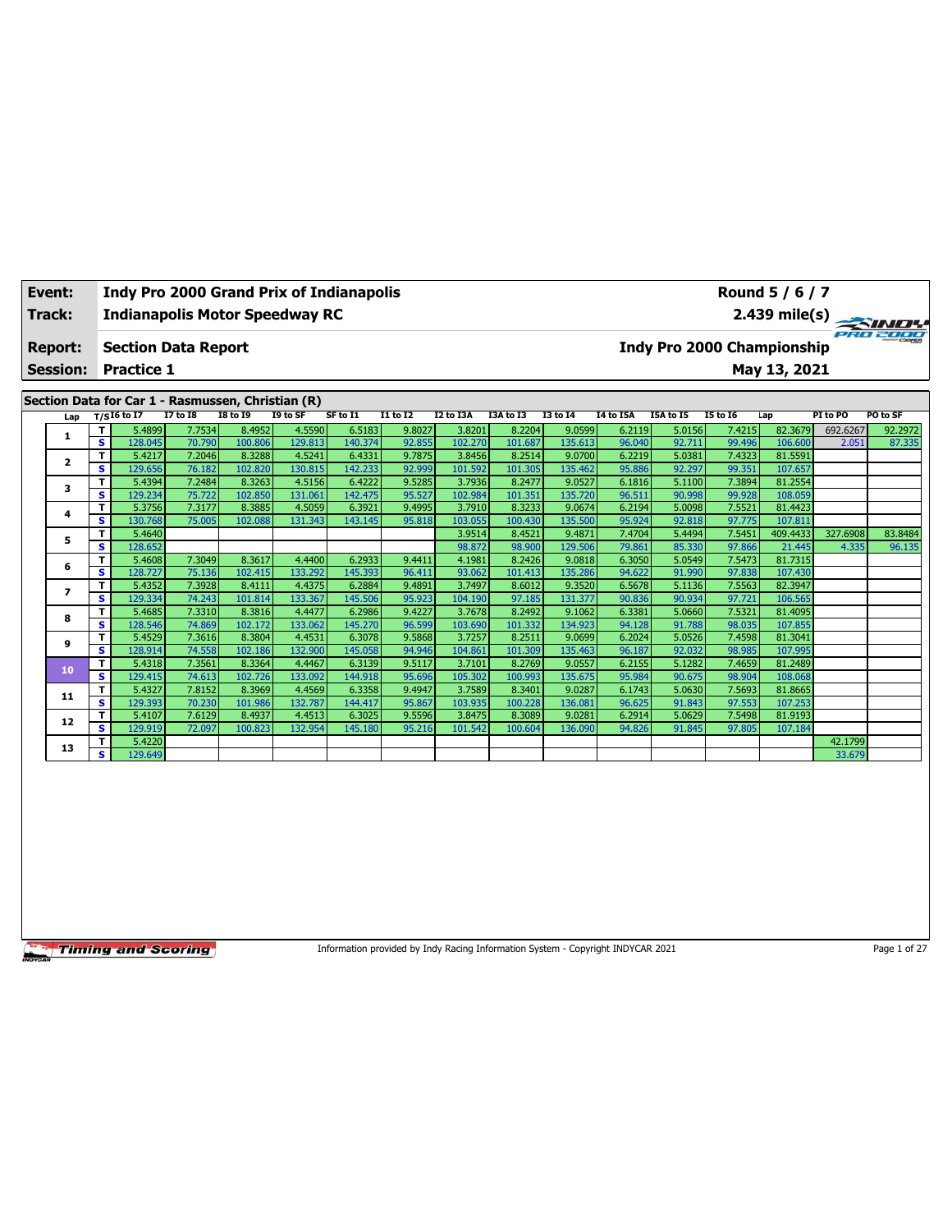| Event: | Indy Pro 2000 Grand Prix of Indianapolis | Round 5 / 6 / 7 |
|---|---|---|
| Track: | Indianapolis Motor Speedway RC | 2.439 mile(s) |
| Report: | Section Data Report | Indy Pro 2000 Championship |
| Session: | Practice 1 | May 13, 2021 |

## Section Data for Car 1 - Rasmussen, Christian (R)

| Lap | T/S | I6 to I7 | I7 to I8 | I8 to I9 | I9 to SF | SF to I1 | I1 to I2 | I2 to I3A | I3A to I3 | I3 to I4 | I4 to I5A | I5A to I5 | I5 to I6 | Lap | PI to PO | PO to SF |
|---|---|---|---|---|---|---|---|---|---|---|---|---|---|---|---|---|
| 1 | T | 5.4899 | 7.7534 | 8.4952 | 4.5590 | 6.5183 | 9.8027 | 3.8201 | 8.2204 | 9.0599 | 6.2119 | 5.0156 | 7.4215 | 82.3679 | 692.6267 | 92.2972 |
|  | S | 128.045 | 70.790 | 100.806 | 129.813 | 140.374 | 92.855 | 102.270 | 101.687 | 135.613 | 96.040 | 92.711 | 99.496 | 106.600 | 2.051 | 87.335 |
| 2 | T | 5.4217 | 7.2046 | 8.3288 | 4.5241 | 6.4331 | 9.7875 | 3.8456 | 8.2514 | 9.0700 | 6.2219 | 5.0381 | 7.4323 | 81.5591 |  |  |
|  | S | 129.656 | 76.182 | 102.820 | 130.815 | 142.233 | 92.999 | 101.592 | 101.305 | 135.462 | 95.886 | 92.297 | 99.351 | 107.657 |  |  |
| 3 | T | 5.4394 | 7.2484 | 8.3263 | 4.5156 | 6.4222 | 9.5285 | 3.7936 | 8.2477 | 9.0527 | 6.1816 | 5.1100 | 7.3894 | 81.2554 |  |  |
|  | S | 129.234 | 75.722 | 102.850 | 131.061 | 142.475 | 95.527 | 102.984 | 101.351 | 135.720 | 96.511 | 90.998 | 99.928 | 108.059 |  |  |
| 4 | T | 5.3756 | 7.3177 | 8.3885 | 4.5059 | 6.3921 | 9.4995 | 3.7910 | 8.3233 | 9.0674 | 6.2194 | 5.0098 | 7.5521 | 81.4423 |  |  |
|  | S | 130.768 | 75.005 | 102.088 | 131.343 | 143.145 | 95.818 | 103.055 | 100.430 | 135.500 | 95.924 | 92.818 | 97.775 | 107.811 |  |  |
| 5 | T | 5.4640 |  |  |  |  |  | 3.9514 | 8.4521 | 9.4871 | 7.4704 | 5.4494 | 7.5451 | 409.4433 | 327.6908 | 83.8484 |
|  | S | 128.652 |  |  |  |  |  | 98.872 | 98.900 | 129.506 | 79.861 | 85.330 | 97.866 | 21.445 | 4.335 | 96.135 |
| 6 | T | 5.4608 | 7.3049 | 8.3617 | 4.4400 | 6.2933 | 9.4411 | 4.1981 | 8.2426 | 9.0818 | 6.3050 | 5.0549 | 7.5473 | 81.7315 |  |  |
|  | S | 128.727 | 75.136 | 102.415 | 133.292 | 145.393 | 96.411 | 93.062 | 101.413 | 135.286 | 94.622 | 91.990 | 97.838 | 107.430 |  |  |
| 7 | T | 5.4352 | 7.3928 | 8.4111 | 4.4375 | 6.2884 | 9.4891 | 3.7497 | 8.6012 | 9.3520 | 6.5678 | 5.1136 | 7.5563 | 82.3947 |  |  |
|  | S | 129.334 | 74.243 | 101.814 | 133.367 | 145.506 | 95.923 | 104.190 | 97.185 | 131.377 | 90.836 | 90.934 | 97.721 | 106.565 |  |  |
| 8 | T | 5.4685 | 7.3310 | 8.3816 | 4.4477 | 6.2986 | 9.4227 | 3.7678 | 8.2492 | 9.1062 | 6.3381 | 5.0660 | 7.5321 | 81.4095 |  |  |
|  | S | 128.546 | 74.869 | 102.172 | 133.062 | 145.270 | 96.599 | 103.690 | 101.332 | 134.923 | 94.128 | 91.788 | 98.035 | 107.855 |  |  |
| 9 | T | 5.4529 | 7.3616 | 8.3804 | 4.4531 | 6.3078 | 9.5868 | 3.7257 | 8.2511 | 9.0699 | 6.2024 | 5.0526 | 7.4598 | 81.3041 |  |  |
|  | S | 128.914 | 74.558 | 102.186 | 132.900 | 145.058 | 94.946 | 104.861 | 101.309 | 135.463 | 96.187 | 92.032 | 98.985 | 107.995 |  |  |
| 10 | T | 5.4318 | 7.3561 | 8.3364 | 4.4467 | 6.3139 | 9.5117 | 3.7101 | 8.2769 | 9.0557 | 6.2155 | 5.1282 | 7.4659 | 81.2489 |  |  |
|  | S | 129.415 | 74.613 | 102.726 | 133.092 | 144.918 | 95.696 | 105.302 | 100.993 | 135.675 | 95.984 | 90.675 | 98.904 | 108.068 |  |  |
| 11 | T | 5.4327 | 7.8152 | 8.3969 | 4.4569 | 6.3358 | 9.4947 | 3.7589 | 8.3401 | 9.0287 | 6.1743 | 5.0630 | 7.5693 | 81.8665 |  |  |
|  | S | 129.393 | 70.230 | 101.986 | 132.787 | 144.417 | 95.867 | 103.935 | 100.228 | 136.081 | 96.625 | 91.843 | 97.553 | 107.253 |  |  |
| 12 | T | 5.4107 | 7.6129 | 8.4937 | 4.4513 | 6.3025 | 9.5596 | 3.8475 | 8.3089 | 9.0281 | 6.2914 | 5.0629 | 7.5498 | 81.9193 |  |  |
|  | S | 129.919 | 72.097 | 100.823 | 132.954 | 145.180 | 95.216 | 101.542 | 100.604 | 136.090 | 94.826 | 91.845 | 97.805 | 107.184 |  |  |
| 13 | T | 5.4220 |  |  |  |  |  |  |  |  |  |  |  |  | 42.1799 |  |
|  | S | 129.649 |  |  |  |  |  |  |  |  |  |  |  |  | 33.679 |  |

Information provided by Indy Racing Information System - Copyright INDYCAR 2021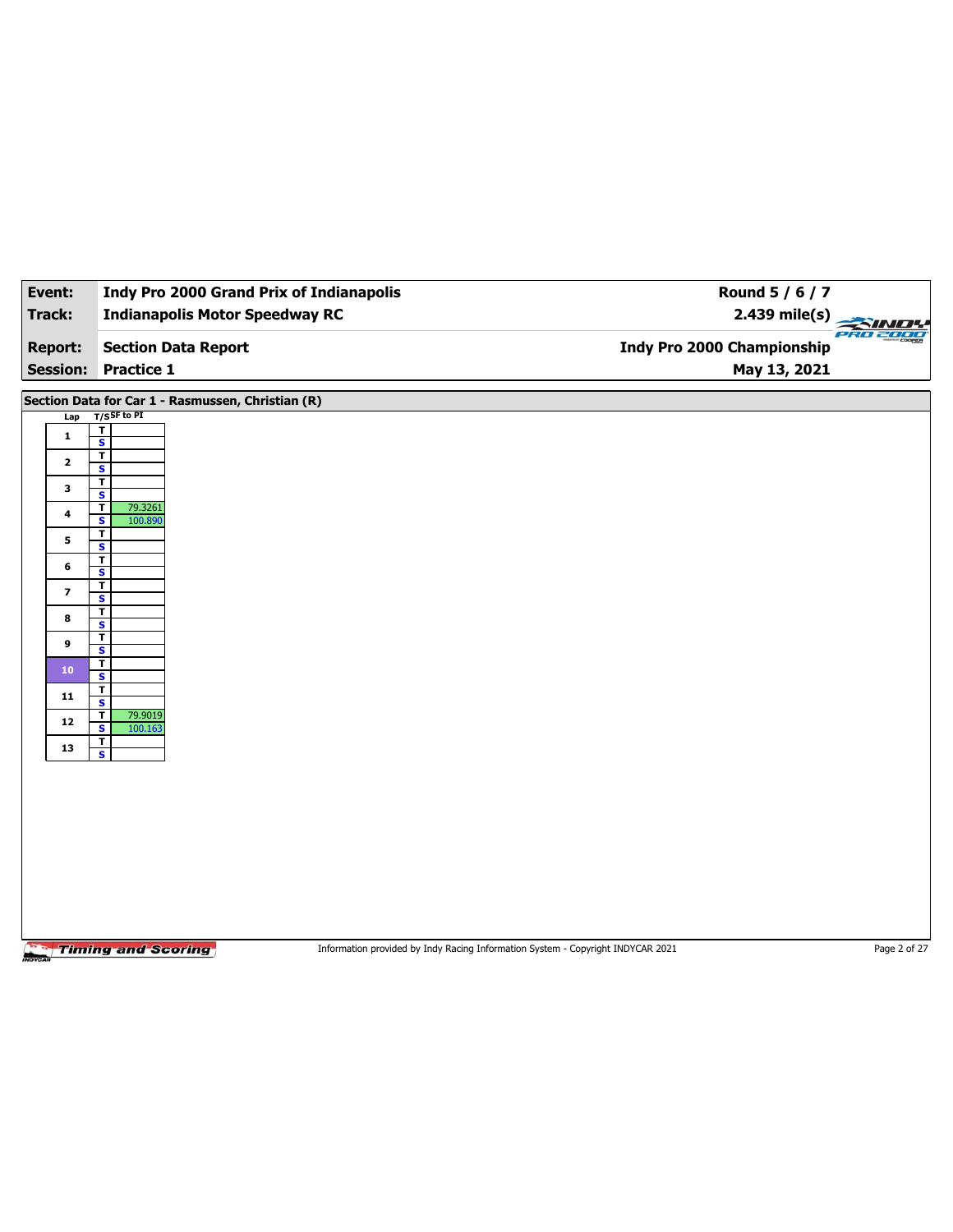| Event: | Indy Pro 2000 Grand Prix of Indianapolis | Round 5 / 6 / 7 |
|---|---|---|
| Track: | Indianapolis Motor Speedway RC | 2.439 mile(s) |
| Report: | Section Data Report | Indy Pro 2000 Championship |
| Session: | Practice 1 | May 13, 2021 |

## Section Data for Car 1 - Rasmussen, Christian (R)

| Lap | T/S | SF to PI |
|---|---|---|
| 1 | T | |
| | S | |
| 2 | T | |
| | S | |
| 3 | T | |
| | S | |
| 4 | T | 79.3261 |
| | S | 100.890 |
| 5 | T | |
| | S | |
| 6 | T | |
| | S | |
| 7 | T | |
| | S | |
| 8 | T | |
| | S | |
| 9 | T | |
| | S | |
| 10 | T | |
| | S | |
| 11 | T | |
| | S | |
| 12 | T | 79.9019 |
| | S | 100.163 |
| 13 | T | |
| | S | |

Information provided by Indy Racing Information System - Copyright INDYCAR 2021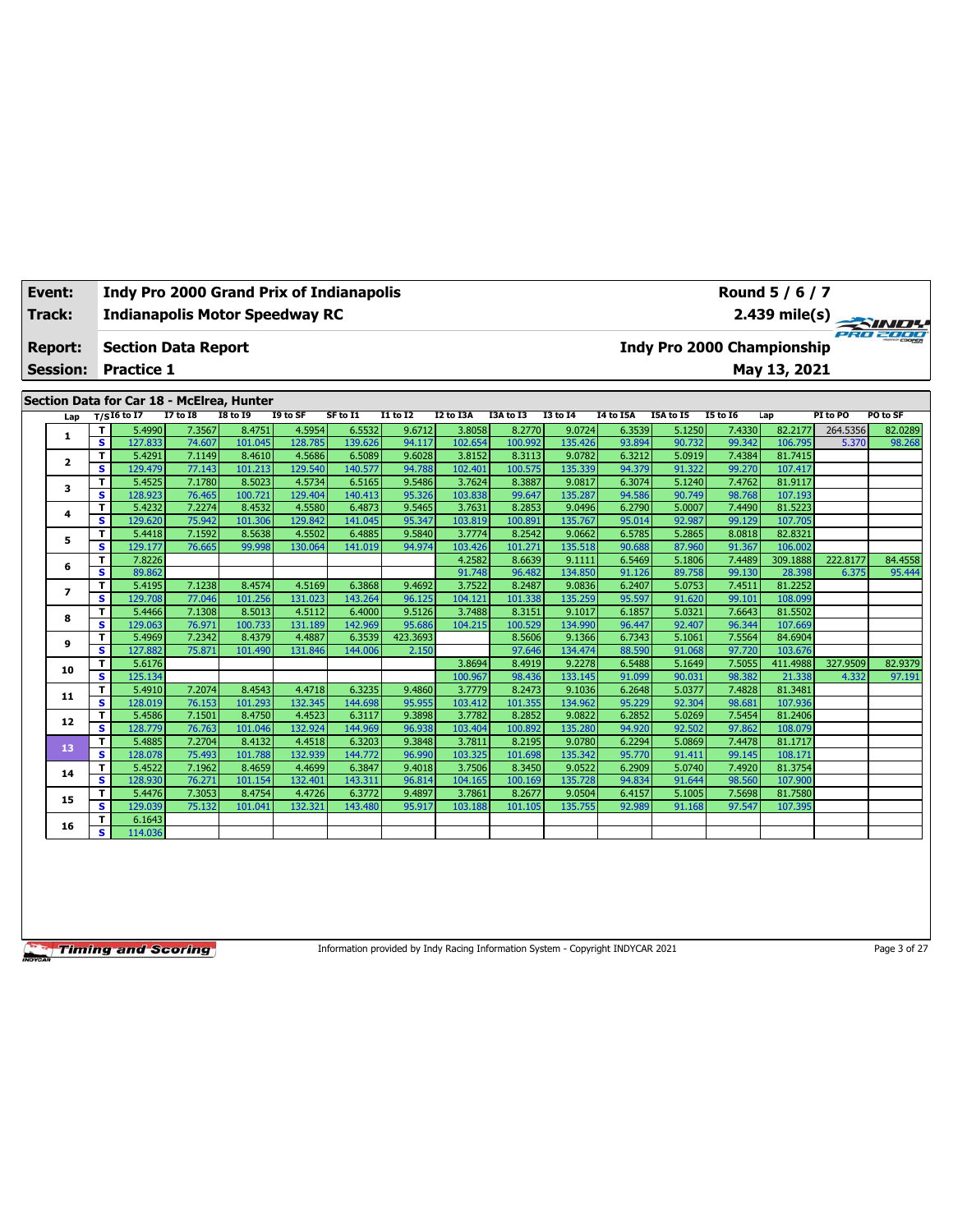| Event: | Indy Pro 2000 Grand Prix of Indianapolis | Round 5 / 6 / 7 |
|---|---|---|
| Track: | Indianapolis Motor Speedway RC | 2.439 mile(s) |
| Report: | Section Data Report | Indy Pro 2000 Championship |
| Session: | Practice 1 | May 13, 2021 |

## Section Data for Car 18 - McElrea, Hunter

| Lap | T/S | I6 to I7 | I7 to I8 | I8 to I9 | I9 to SF | SF to I1 | I1 to I2 | I2 to I3A | I3A to I3 | I3 to I4 | I4 to I5A | I5A to I5 | I5 to I6 | Lap | PI to PO | PO to SF |
|---|---|---|---|---|---|---|---|---|---|---|---|---|---|---|---|---|
| 1 | T | 5.4990 | 7.3567 | 8.4751 | 4.5954 | 6.5532 | 9.6712 | 3.8058 | 8.2770 | 9.0724 | 6.3539 | 5.1250 | 7.4330 | 82.2177 | 264.5356 | 82.0289 |
| | S | 127.833 | 74.607 | 101.045 | 128.785 | 139.626 | 94.117 | 102.654 | 100.992 | 135.426 | 93.894 | 90.732 | 99.342 | 106.795 | 5.370 | 98.268 |
| 2 | T | 5.4291 | 7.1149 | 8.4610 | 4.5686 | 6.5089 | 9.6028 | 3.8152 | 8.3113 | 9.0782 | 6.3212 | 5.0919 | 7.4384 | 81.7415 | | |
| | S | 129.479 | 77.143 | 101.213 | 129.540 | 140.577 | 94.788 | 102.401 | 100.575 | 135.339 | 94.379 | 91.322 | 99.270 | 107.417 | | |
| 3 | T | 5.4525 | 7.1780 | 8.5023 | 4.5734 | 6.5165 | 9.5486 | 3.7624 | 8.3887 | 9.0817 | 6.3074 | 5.1240 | 7.4762 | 81.9117 | | |
| | S | 128.923 | 76.465 | 100.721 | 129.404 | 140.413 | 95.326 | 103.838 | 99.647 | 135.287 | 94.586 | 90.749 | 98.768 | 107.193 | | |
| 4 | T | 5.4232 | 7.2274 | 8.4532 | 4.5580 | 6.4873 | 9.5465 | 3.7631 | 8.2853 | 9.0496 | 6.2790 | 5.0007 | 7.4490 | 81.5223 | | |
| | S | 129.620 | 75.942 | 101.306 | 129.842 | 141.045 | 95.347 | 103.819 | 100.891 | 135.767 | 95.014 | 92.987 | 99.129 | 107.705 | | |
| 5 | T | 5.4418 | 7.1592 | 8.5638 | 4.5502 | 6.4885 | 9.5840 | 3.7774 | 8.2542 | 9.0662 | 6.5785 | 5.2865 | 8.0818 | 82.8321 | | |
| | S | 129.177 | 76.665 | 99.998 | 130.064 | 141.019 | 94.974 | 103.426 | 101.271 | 135.518 | 90.688 | 87.960 | 91.367 | 106.002 | | |
| 6 | T | 7.8226 | | | | | | 4.2582 | 8.6639 | 9.1111 | 6.5469 | 5.1806 | 7.4489 | 309.1888 | 222.8177 | 84.4558 |
| | S | 89.862 | | | | | | 91.748 | 96.482 | 134.850 | 91.126 | 89.758 | 99.130 | 28.398 | 6.375 | 95.444 |
| 7 | T | 5.4195 | 7.1238 | 8.4574 | 4.5169 | 6.3868 | 9.4692 | 3.7522 | 8.2487 | 9.0836 | 6.2407 | 5.0753 | 7.4511 | 81.2252 | | |
| | S | 129.708 | 77.046 | 101.256 | 131.023 | 143.264 | 96.125 | 104.121 | 101.338 | 135.259 | 95.597 | 91.620 | 99.101 | 108.099 | | |
| 8 | T | 5.4466 | 7.1308 | 8.5013 | 4.5112 | 6.4000 | 9.5126 | 3.7488 | 8.3151 | 9.1017 | 6.1857 | 5.0321 | 7.6643 | 81.5502 | | |
| | S | 129.063 | 76.971 | 100.733 | 131.189 | 142.969 | 95.686 | 104.215 | 100.529 | 134.990 | 96.447 | 92.407 | 96.344 | 107.669 | | |
| 9 | T | 5.4969 | 7.2342 | 8.4379 | 4.4887 | 6.3539 | 423.3693 | | 8.5606 | 9.1366 | 6.7343 | 5.1061 | 7.5564 | 84.6904 | | |
| | S | 127.882 | 75.871 | 101.490 | 131.846 | 144.006 | 2.150 | | 97.646 | 134.474 | 88.590 | 91.068 | 97.720 | 103.676 | | |
| 10 | T | 5.6176 | | | | | | 3.8694 | 8.4919 | 9.2278 | 6.5488 | 5.1649 | 7.5055 | 411.4988 | 327.9509 | 82.9379 |
| | S | 125.134 | | | | | | 100.967 | 98.436 | 133.145 | 91.099 | 90.031 | 98.382 | 21.338 | 4.332 | 97.191 |
| 11 | T | 5.4910 | 7.2074 | 8.4543 | 4.4718 | 6.3235 | 9.4860 | 3.7779 | 8.2473 | 9.1036 | 6.2648 | 5.0377 | 7.4828 | 81.3481 | | |
| | S | 128.019 | 76.153 | 101.293 | 132.345 | 144.698 | 95.955 | 103.412 | 101.355 | 134.962 | 95.229 | 92.304 | 98.681 | 107.936 | | |
| 12 | T | 5.4586 | 7.1501 | 8.4750 | 4.4523 | 6.3117 | 9.3898 | 3.7782 | 8.2852 | 9.0822 | 6.2852 | 5.0269 | 7.5454 | 81.2406 | | |
| | S | 128.779 | 76.763 | 101.046 | 132.924 | 144.969 | 96.938 | 103.404 | 100.892 | 135.280 | 94.920 | 92.502 | 97.862 | 108.079 | | |
| 13 | T | 5.4885 | 7.2704 | 8.4132 | 4.4518 | 6.3203 | 9.3848 | 3.7811 | 8.2195 | 9.0780 | 6.2294 | 5.0869 | 7.4478 | 81.1717 | | |
| | S | 128.078 | 75.493 | 101.788 | 132.939 | 144.772 | 96.990 | 103.325 | 101.698 | 135.342 | 95.770 | 91.411 | 99.145 | 108.171 | | |
| 14 | T | 5.4522 | 7.1962 | 8.4659 | 4.4699 | 6.3847 | 9.4018 | 3.7506 | 8.3450 | 9.0522 | 6.2909 | 5.0740 | 7.4920 | 81.3754 | | |
| | S | 128.930 | 76.271 | 101.154 | 132.401 | 143.311 | 96.814 | 104.165 | 100.169 | 135.728 | 94.834 | 91.644 | 98.560 | 107.900 | | |
| 15 | T | 5.4476 | 7.3053 | 8.4754 | 4.4726 | 6.3772 | 9.4897 | 3.7861 | 8.2677 | 9.0504 | 6.4157 | 5.1005 | 7.5698 | 81.7580 | | |
| | S | 129.039 | 75.132 | 101.041 | 132.321 | 143.480 | 95.917 | 103.188 | 101.105 | 135.755 | 92.989 | 91.168 | 97.547 | 107.395 | | |
| 16 | T | 6.1643 | | | | | | | | | | | | | | |
| | S | 114.036 | | | | | | | | | | | | | | |

Information provided by Indy Racing Information System - Copyright INDYCAR 2021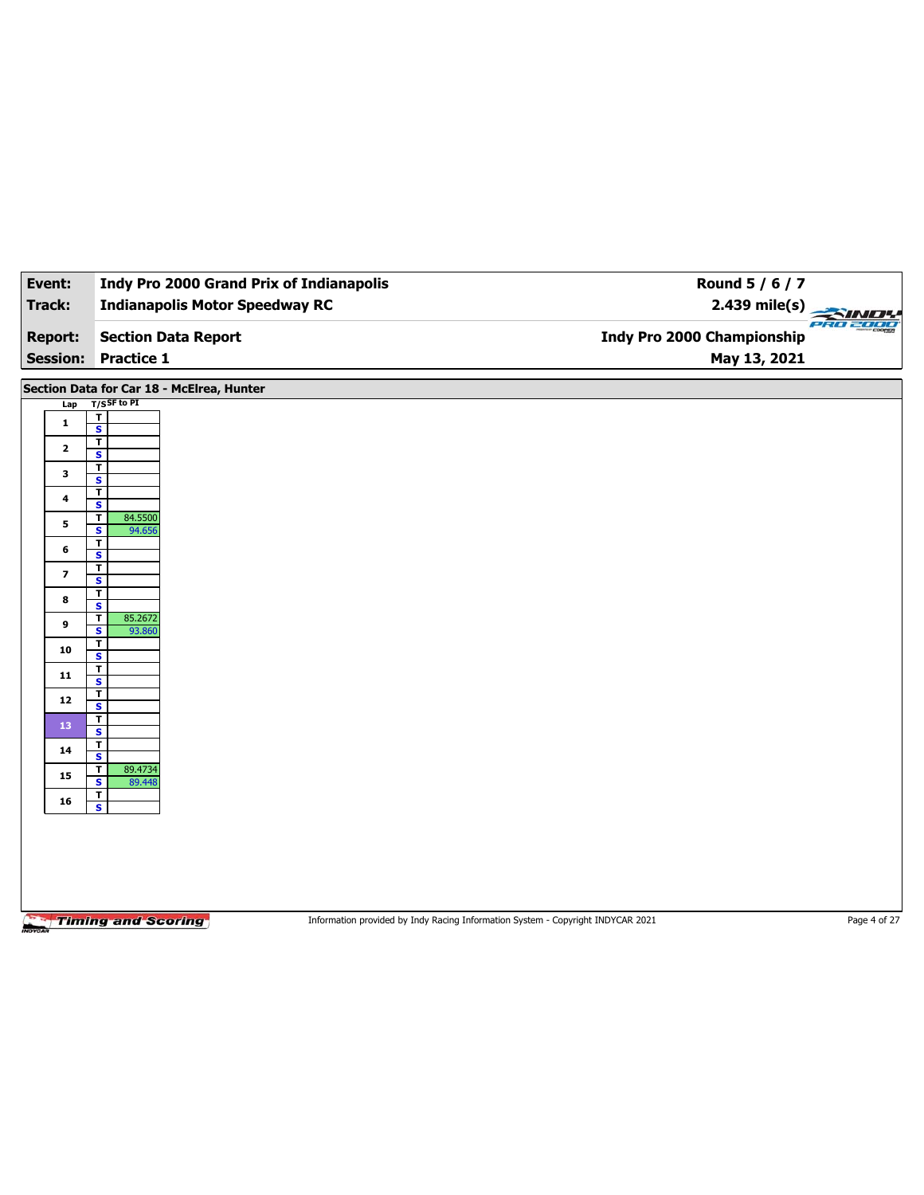| Event: | Indy Pro 2000 Grand Prix of Indianapolis | Round 5 / 6 / 7 |
|---|---|---|
| Track: | Indianapolis Motor Speedway RC | 2.439 mile(s) |
| Report: | Section Data Report | Indy Pro 2000 Championship |
| Session: | Practice 1 | May 13, 2021 |

## Section Data for Car 18 - McElrea, Hunter

| Lap | T/S | SF to PI |
|---|---|---|
| 1 | T | |
| | S | |
| 2 | T | |
| | S | |
| 3 | T | |
| | S | |
| 4 | T | |
| | S | |
| 5 | T | 84.5500 |
| | S | 94.656 |
| 6 | T | |
| | S | |
| 7 | T | |
| | S | |
| 8 | T | |
| | S | |
| 9 | T | 85.2672 |
| | S | 93.860 |
| 10 | T | |
| | S | |
| 11 | T | |
| | S | |
| 12 | T | |
| | S | |
| 13 | T | |
| | S | |
| 14 | T | |
| | S | |
| 15 | T | 89.4734 |
| | S | 89.448 |
| 16 | T | |
| | S | |

Information provided by Indy Racing Information System - Copyright INDYCAR 2021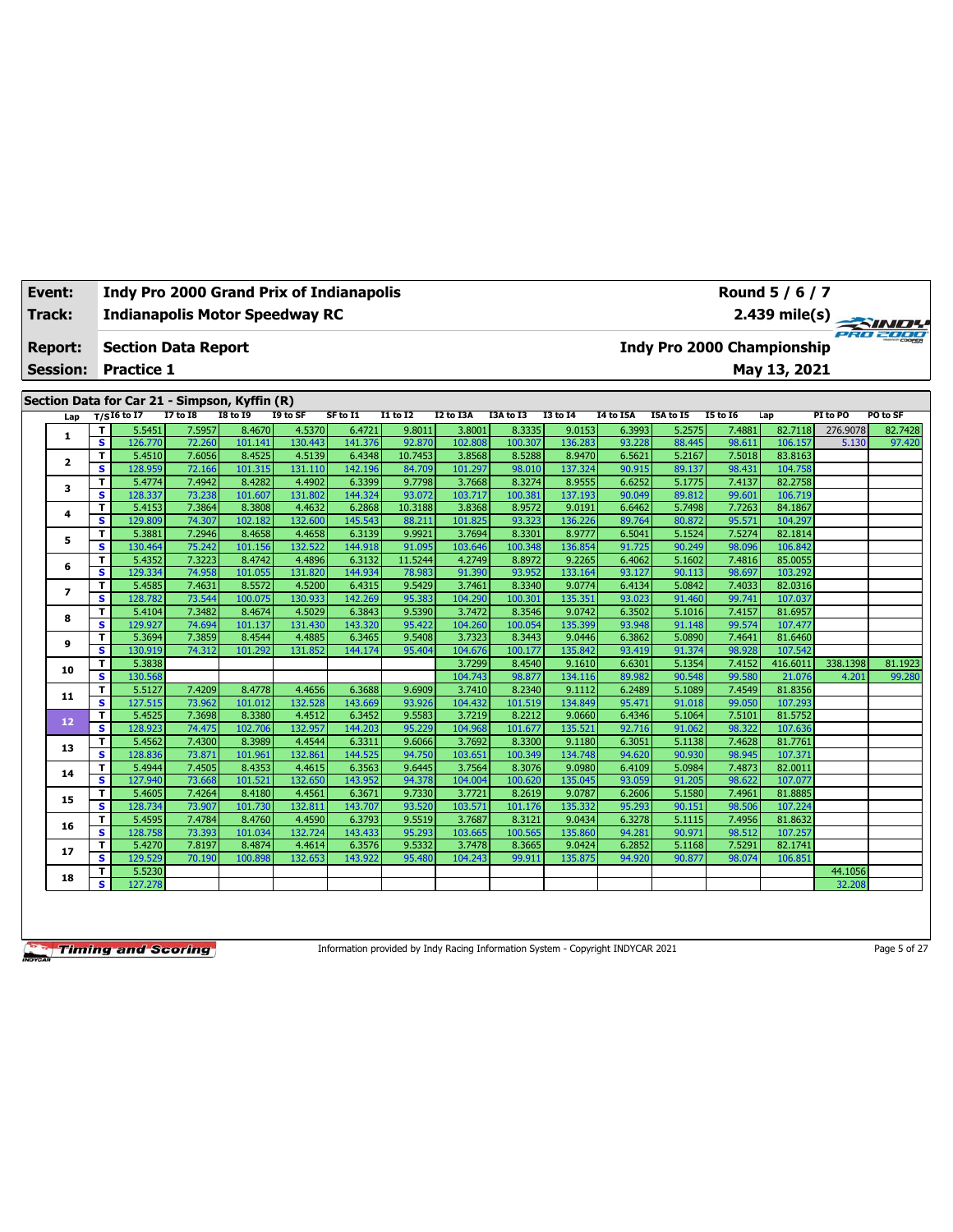| Event: | Indy Pro 2000 Grand Prix of Indianapolis | Round 5 / 6 / 7 |
|---|---|---|
| Track: | Indianapolis Motor Speedway RC | 2.439 mile(s) |
| Report: | Section Data Report | Indy Pro 2000 Championship |
| Session: | Practice 1 | May 13, 2021 |

## Section Data for Car 21 - Simpson, Kyffin (R)

| Lap | T/S | I6 to I7 | I7 to I8 | I8 to I9 | I9 to SF | SF to I1 | I1 to I2 | I2 to I3A | I3A to I3 | I3 to I4 | I4 to I5A | I5A to I5 | I5 to I6 | Lap | PI to PO | PO to SF |
|---|---|---|---|---|---|---|---|---|---|---|---|---|---|---|---|---|
| 1 | T | 5.5451 | 7.5957 | 8.4670 | 4.5370 | 6.4721 | 9.8011 | 3.8001 | 8.3335 | 9.0153 | 6.3993 | 5.2575 | 7.4881 | 82.7118 | 276.9078 | 82.7428 |
| | S | 126.770 | 72.260 | 101.141 | 130.443 | 141.376 | 92.870 | 102.808 | 100.307 | 136.283 | 93.228 | 88.445 | 98.611 | 106.157 | 5.130 | 97.420 |
| 2 | T | 5.4510 | 7.6056 | 8.4525 | 4.5139 | 6.4348 | 10.7453 | 3.8568 | 8.5288 | 8.9470 | 6.5621 | 5.2167 | 7.5018 | 83.8163 | | |
| | S | 128.959 | 72.166 | 101.315 | 131.110 | 142.196 | 84.709 | 101.297 | 98.010 | 137.324 | 90.915 | 89.137 | 98.431 | 104.758 | | |
| 3 | T | 5.4774 | 7.4942 | 8.4282 | 4.4902 | 6.3399 | 9.7798 | 3.7668 | 8.3274 | 8.9555 | 6.6252 | 5.1775 | 7.4137 | 82.2758 | | |
| | S | 128.337 | 73.238 | 101.607 | 131.802 | 144.324 | 93.072 | 103.717 | 100.381 | 137.193 | 90.049 | 89.812 | 99.601 | 106.719 | | |
| 4 | T | 5.4153 | 7.3864 | 8.3808 | 4.4632 | 6.2868 | 10.3188 | 3.8368 | 8.9572 | 9.0191 | 6.6462 | 5.7498 | 7.7263 | 84.1867 | | |
| | S | 129.809 | 74.307 | 102.182 | 132.600 | 145.543 | 88.211 | 101.825 | 93.323 | 136.226 | 89.764 | 80.872 | 95.571 | 104.297 | | |
| 5 | T | 5.3881 | 7.2946 | 8.4658 | 4.4658 | 6.3139 | 9.9921 | 3.7694 | 8.3301 | 8.9777 | 6.5041 | 5.1524 | 7.5274 | 82.1814 | | |
| | S | 130.464 | 75.242 | 101.156 | 132.522 | 144.918 | 91.095 | 103.646 | 100.348 | 136.854 | 91.725 | 90.249 | 98.096 | 106.842 | | |
| 6 | T | 5.4352 | 7.3223 | 8.4742 | 4.4896 | 6.3132 | 11.5244 | 4.2749 | 8.8972 | 9.2265 | 6.4062 | 5.1602 | 7.4816 | 85.0055 | | |
| | S | 129.334 | 74.958 | 101.055 | 131.820 | 144.934 | 78.983 | 91.390 | 93.952 | 133.164 | 93.127 | 90.113 | 98.697 | 103.292 | | |
| 7 | T | 5.4585 | 7.4631 | 8.5572 | 4.5200 | 6.4315 | 9.5429 | 3.7461 | 8.3340 | 9.0774 | 6.4134 | 5.0842 | 7.4033 | 82.0316 | | |
| | S | 128.782 | 73.544 | 100.075 | 130.933 | 142.269 | 95.383 | 104.290 | 100.301 | 135.351 | 93.023 | 91.460 | 99.741 | 107.037 | | |
| 8 | T | 5.4104 | 7.3482 | 8.4674 | 4.5029 | 6.3843 | 9.5390 | 3.7472 | 8.3546 | 9.0742 | 6.3502 | 5.1016 | 7.4157 | 81.6957 | | |
| | S | 129.927 | 74.694 | 101.137 | 131.430 | 143.320 | 95.422 | 104.260 | 100.054 | 135.399 | 93.948 | 91.148 | 99.574 | 107.477 | | |
| 9 | T | 5.3694 | 7.3859 | 8.4544 | 4.4885 | 6.3465 | 9.5408 | 3.7323 | 8.3443 | 9.0446 | 6.3862 | 5.0890 | 7.4641 | 81.6460 | | |
| | S | 130.919 | 74.312 | 101.292 | 131.852 | 144.174 | 95.404 | 104.676 | 100.177 | 135.842 | 93.419 | 91.374 | 98.928 | 107.542 | | |
| 10 | T | 5.3838 | | | | | | 3.7299 | 8.4540 | 9.1610 | 6.6301 | 5.1354 | 7.4152 | 416.6011 | 338.1398 | 81.1923 |
| | S | 130.568 | | | | | | 104.743 | 98.877 | 134.116 | 89.982 | 90.548 | 99.580 | 21.076 | 4.201 | 99.280 |
| 11 | T | 5.5127 | 7.4209 | 8.4778 | 4.4656 | 6.3688 | 9.6909 | 3.7410 | 8.2340 | 9.1112 | 6.2489 | 5.1089 | 7.4549 | 81.8356 | | |
| | S | 127.515 | 73.962 | 101.012 | 132.528 | 143.669 | 93.926 | 104.432 | 101.519 | 134.849 | 95.471 | 91.018 | 99.050 | 107.293 | | |
| 12 | T | 5.4525 | 7.3698 | 8.3380 | 4.4512 | 6.3452 | 9.5583 | 3.7219 | 8.2212 | 9.0660 | 6.4346 | 5.1064 | 7.5101 | 81.5752 | | |
| | S | 128.923 | 74.475 | 102.706 | 132.957 | 144.203 | 95.229 | 104.968 | 101.677 | 135.521 | 92.716 | 91.062 | 98.322 | 107.636 | | |
| 13 | T | 5.4562 | 7.4300 | 8.3989 | 4.4544 | 6.3311 | 9.6066 | 3.7692 | 8.3300 | 9.1180 | 6.3051 | 5.1138 | 7.4628 | 81.7761 | | |
| | S | 128.836 | 73.871 | 101.961 | 132.861 | 144.525 | 94.750 | 103.651 | 100.349 | 134.748 | 94.620 | 90.930 | 98.945 | 107.371 | | |
| 14 | T | 5.4944 | 7.4505 | 8.4353 | 4.4615 | 6.3563 | 9.6445 | 3.7564 | 8.3076 | 9.0980 | 6.4109 | 5.0984 | 7.4873 | 82.0011 | | |
| | S | 127.940 | 73.668 | 101.521 | 132.650 | 143.952 | 94.378 | 104.004 | 100.620 | 135.045 | 93.059 | 91.205 | 98.622 | 107.077 | | |
| 15 | T | 5.4605 | 7.4264 | 8.4180 | 4.4561 | 6.3671 | 9.7330 | 3.7721 | 8.2619 | 9.0787 | 6.2606 | 5.1580 | 7.4961 | 81.8885 | | |
| | S | 128.734 | 73.907 | 101.730 | 132.811 | 143.707 | 93.520 | 103.571 | 101.176 | 135.332 | 95.293 | 90.151 | 98.506 | 107.224 | | |
| 16 | T | 5.4595 | 7.4784 | 8.4760 | 4.4590 | 6.3793 | 9.5519 | 3.7687 | 8.3121 | 9.0434 | 6.3278 | 5.1115 | 7.4956 | 81.8632 | | |
| | S | 128.758 | 73.393 | 101.034 | 132.724 | 143.433 | 95.293 | 103.665 | 100.565 | 135.860 | 94.281 | 90.971 | 98.512 | 107.257 | | |
| 17 | T | 5.4270 | 7.8197 | 8.4874 | 4.4614 | 6.3576 | 9.5332 | 3.7478 | 8.3665 | 9.0424 | 6.2852 | 5.1168 | 7.5291 | 82.1741 | | |
| | S | 129.529 | 70.190 | 100.898 | 132.653 | 143.922 | 95.480 | 104.243 | 99.911 | 135.875 | 94.920 | 90.877 | 98.074 | 106.851 | | |
| 18 | T | 5.5230 | | | | | | | | | | | | | 44.1056 | |
| | S | 127.278 | | | | | | | | | | | | | 32.208 | |

Information provided by Indy Racing Information System - Copyright INDYCAR 2021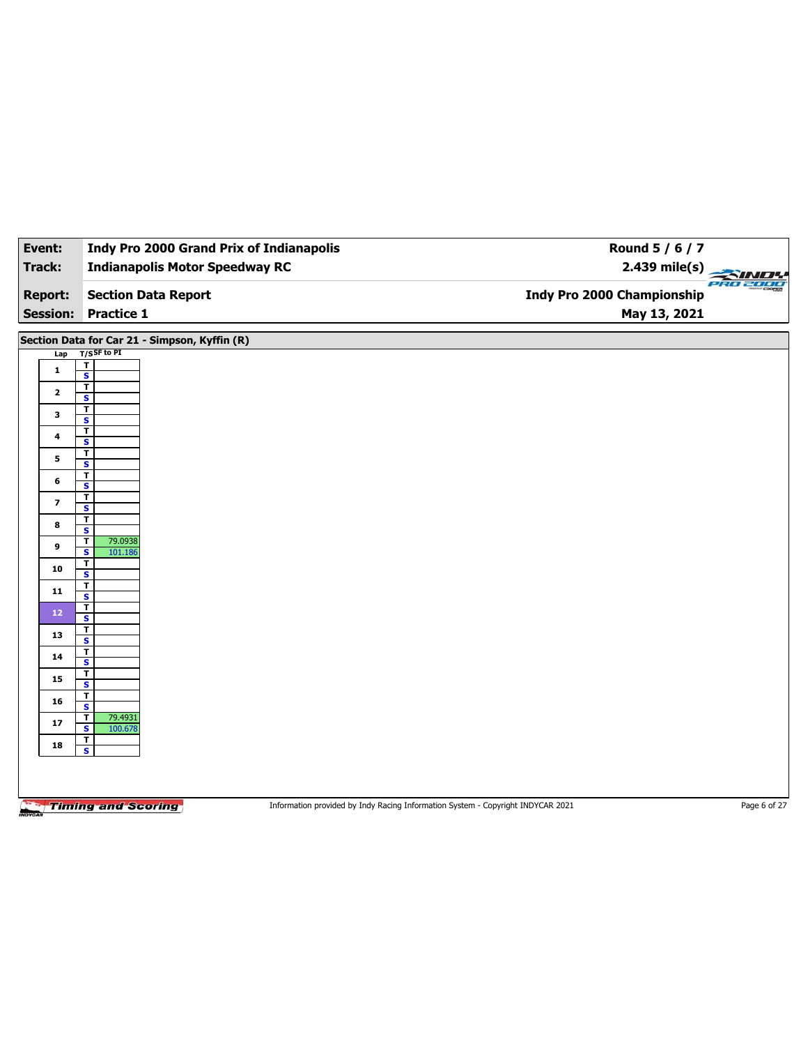| Event: | Indy Pro 2000 Grand Prix of Indianapolis | Round 5 / 6 / 7 |
|---|---|---|
| Track: | Indianapolis Motor Speedway RC | 2.439 mile(s) |
| Report: | Section Data Report | Indy Pro 2000 Championship |
| Session: | Practice 1 | May 13, 2021 |

## Section Data for Car 21 - Simpson, Kyffin (R)

| Lap | T/S | SF to PI |
|---|---|---|
| 1 | T | |
| | S | |
| 2 | T | |
| | S | |
| 3 | T | |
| | S | |
| 4 | T | |
| | S | |
| 5 | T | |
| | S | |
| 6 | T | |
| | S | |
| 7 | T | |
| | S | |
| 8 | T | |
| | S | |
| 9 | T | 79.0938 |
| | S | 101.186 |
| 10 | T | |
| | S | |
| 11 | T | |
| | S | |
| 12 | T | |
| | S | |
| 13 | T | |
| | S | |
| 14 | T | |
| | S | |
| 15 | T | |
| | S | |
| 16 | T | |
| | S | |
| 17 | T | 79.4931 |
| | S | 100.678 |
| 18 | T | |
| | S | |

Information provided by Indy Racing Information System - Copyright INDYCAR 2021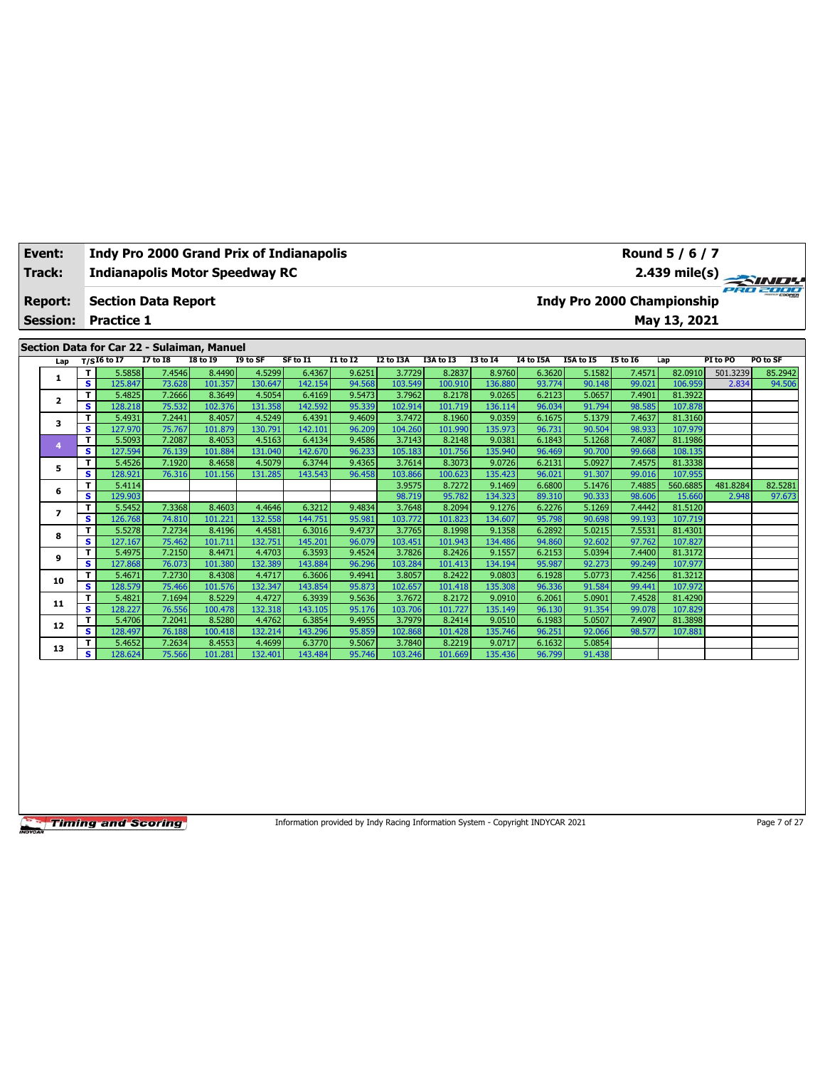| Event: | Indy Pro 2000 Grand Prix of Indianapolis | Round 5 / 6 / 7 |
|---|---|---|
| Track: | Indianapolis Motor Speedway RC | 2.439 mile(s) |
| Report: | Section Data Report | Indy Pro 2000 Championship |
| Session: | Practice 1 | May 13, 2021 |

## Section Data for Car 22 - Sulaiman, Manuel

| Lap | T/S | I6 to I7 | I7 to I8 | I8 to I9 | I9 to SF | SF to I1 | I1 to I2 | I2 to I3A | I3A to I3 | I3 to I4 | I4 to I5A | I5A to I5 | I5 to I6 | Lap | PI to PO | PO to SF |
|---|---|---|---|---|---|---|---|---|---|---|---|---|---|---|---|---|
| 1 | T | 5.5858 | 7.4546 | 8.4490 | 4.5299 | 6.4367 | 9.6251 | 3.7729 | 8.2837 | 8.9760 | 6.3620 | 5.1582 | 7.4571 | 82.0910 | 501.3239 | 85.2942 |
| | S | 125.847 | 73.628 | 101.357 | 130.647 | 142.154 | 94.568 | 103.549 | 100.910 | 136.880 | 93.774 | 90.148 | 99.021 | 106.959 | 2.834 | 94.506 |
| 2 | T | 5.4825 | 7.2666 | 8.3649 | 4.5054 | 6.4169 | 9.5473 | 3.7962 | 8.2178 | 9.0265 | 6.2123 | 5.0657 | 7.4901 | 81.3922 | | |
| | S | 128.218 | 75.532 | 102.376 | 131.358 | 142.592 | 95.339 | 102.914 | 101.719 | 136.114 | 96.034 | 91.794 | 98.585 | 107.878 | | |
| 3 | T | 5.4931 | 7.2441 | 8.4057 | 4.5249 | 6.4391 | 9.4609 | 3.7472 | 8.1960 | 9.0359 | 6.1675 | 5.1379 | 7.4637 | 81.3160 | | |
| | S | 127.970 | 75.767 | 101.879 | 130.791 | 142.101 | 96.209 | 104.260 | 101.990 | 135.973 | 96.731 | 90.504 | 98.933 | 107.979 | | |
| 4 | T | 5.5093 | 7.2087 | 8.4053 | 4.5163 | 6.4134 | 9.4586 | 3.7143 | 8.2148 | 9.0381 | 6.1843 | 5.1268 | 7.4087 | 81.1986 | | |
| | S | 127.594 | 76.139 | 101.884 | 131.040 | 142.670 | 96.233 | 105.183 | 101.756 | 135.940 | 96.469 | 90.700 | 99.668 | 108.135 | | |
| 5 | T | 5.4526 | 7.1920 | 8.4658 | 4.5079 | 6.3744 | 9.4365 | 3.7614 | 8.3073 | 9.0726 | 6.2131 | 5.0927 | 7.4575 | 81.3338 | | |
| | S | 128.921 | 76.316 | 101.156 | 131.285 | 143.543 | 96.458 | 103.866 | 100.623 | 135.423 | 96.021 | 91.307 | 99.016 | 107.955 | | |
| 6 | T | 5.4114 | | | | | | 3.9575 | 8.7272 | 9.1469 | 6.6800 | 5.1476 | 7.4885 | 560.6885 | 481.8284 | 82.5281 |
| | S | 129.903 | | | | | | 98.719 | 95.782 | 134.323 | 89.310 | 90.333 | 98.606 | 15.660 | 2.948 | 97.673 |
| 7 | T | 5.5452 | 7.3368 | 8.4603 | 4.4646 | 6.3212 | 9.4834 | 3.7648 | 8.2094 | 9.1276 | 6.2276 | 5.1269 | 7.4442 | 81.5120 | | |
| | S | 126.768 | 74.810 | 101.221 | 132.558 | 144.751 | 95.981 | 103.772 | 101.823 | 134.607 | 95.798 | 90.698 | 99.193 | 107.719 | | |
| 8 | T | 5.5278 | 7.2734 | 8.4196 | 4.4581 | 6.3016 | 9.4737 | 3.7765 | 8.1998 | 9.1358 | 6.2892 | 5.0215 | 7.5531 | 81.4301 | | |
| | S | 127.167 | 75.462 | 101.711 | 132.751 | 145.201 | 96.079 | 103.451 | 101.943 | 134.486 | 94.860 | 92.602 | 97.762 | 107.827 | | |
| 9 | T | 5.4975 | 7.2150 | 8.4471 | 4.4703 | 6.3593 | 9.4524 | 3.7826 | 8.2426 | 9.1557 | 6.2153 | 5.0394 | 7.4400 | 81.3172 | | |
| | S | 127.868 | 76.073 | 101.380 | 132.389 | 143.884 | 96.296 | 103.284 | 101.413 | 134.194 | 95.987 | 92.273 | 99.249 | 107.977 | | |
| 10 | T | 5.4671 | 7.2730 | 8.4308 | 4.4717 | 6.3606 | 9.4941 | 3.8057 | 8.2422 | 9.0803 | 6.1928 | 5.0773 | 7.4256 | 81.3212 | | |
| | S | 128.579 | 75.466 | 101.576 | 132.347 | 143.854 | 95.873 | 102.657 | 101.418 | 135.308 | 96.336 | 91.584 | 99.441 | 107.972 | | |
| 11 | T | 5.4821 | 7.1694 | 8.5229 | 4.4727 | 6.3939 | 9.5636 | 3.7672 | 8.2172 | 9.0910 | 6.2061 | 5.0901 | 7.4528 | 81.4290 | | |
| | S | 128.227 | 76.556 | 100.478 | 132.318 | 143.105 | 95.176 | 103.706 | 101.727 | 135.149 | 96.130 | 91.354 | 99.078 | 107.829 | | |
| 12 | T | 5.4706 | 7.2041 | 8.5280 | 4.4762 | 6.3854 | 9.4955 | 3.7979 | 8.2414 | 9.0510 | 6.1983 | 5.0507 | 7.4907 | 81.3898 | | |
| | S | 128.497 | 76.188 | 100.418 | 132.214 | 143.296 | 95.859 | 102.868 | 101.428 | 135.746 | 96.251 | 92.066 | 98.577 | 107.881 | | |
| 13 | T | 5.4652 | 7.2634 | 8.4553 | 4.4699 | 6.3770 | 9.5067 | 3.7840 | 8.2219 | 9.0717 | 6.1632 | 5.0854 | | | | |
| | S | 128.624 | 75.566 | 101.281 | 132.401 | 143.484 | 95.746 | 103.246 | 101.669 | 135.436 | 96.799 | 91.438 | | | | |

Information provided by Indy Racing Information System - Copyright INDYCAR 2021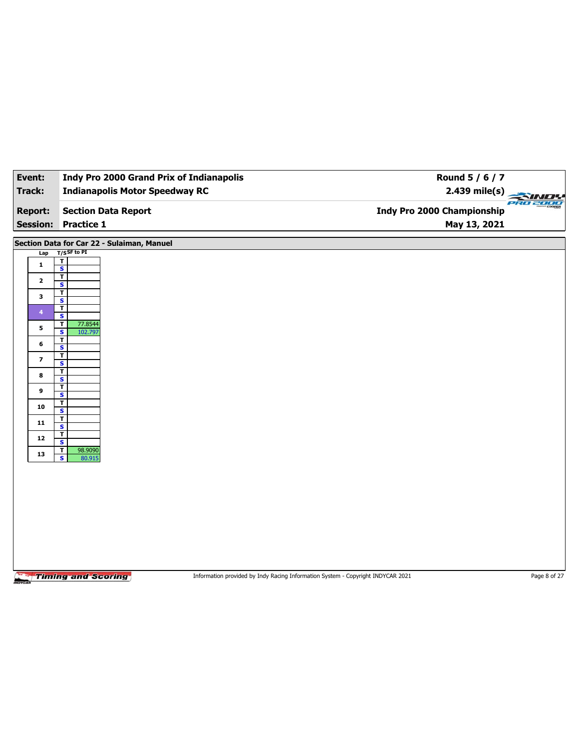| Event: | Indy Pro 2000 Grand Prix of Indianapolis | Round 5 / 6 / 7 |
|---|---|---|
| Track: | Indianapolis Motor Speedway RC | 2.439 mile(s) |
| Report: | Section Data Report | Indy Pro 2000 Championship |
| Session: | Practice 1 | May 13, 2021 |

## Section Data for Car 22 - Sulaiman, Manuel

| Lap | T/S | SF to PI |
|---|---|---|
| 1 | T | |
| | S | |
| 2 | T | |
| | S | |
| 3 | T | |
| | S | |
| 4 | T | |
| | S | |
| 5 | T | 77.8544 |
| | S | 102.797 |
| 6 | T | |
| | S | |
| 7 | T | |
| | S | |
| 8 | T | |
| | S | |
| 9 | T | |
| | S | |
| 10 | T | |
| | S | |
| 11 | T | |
| | S | |
| 12 | T | |
| | S | |
| 13 | T | 98.9090 |
| | S | 80.915 |

Information provided by Indy Racing Information System - Copyright INDYCAR 2021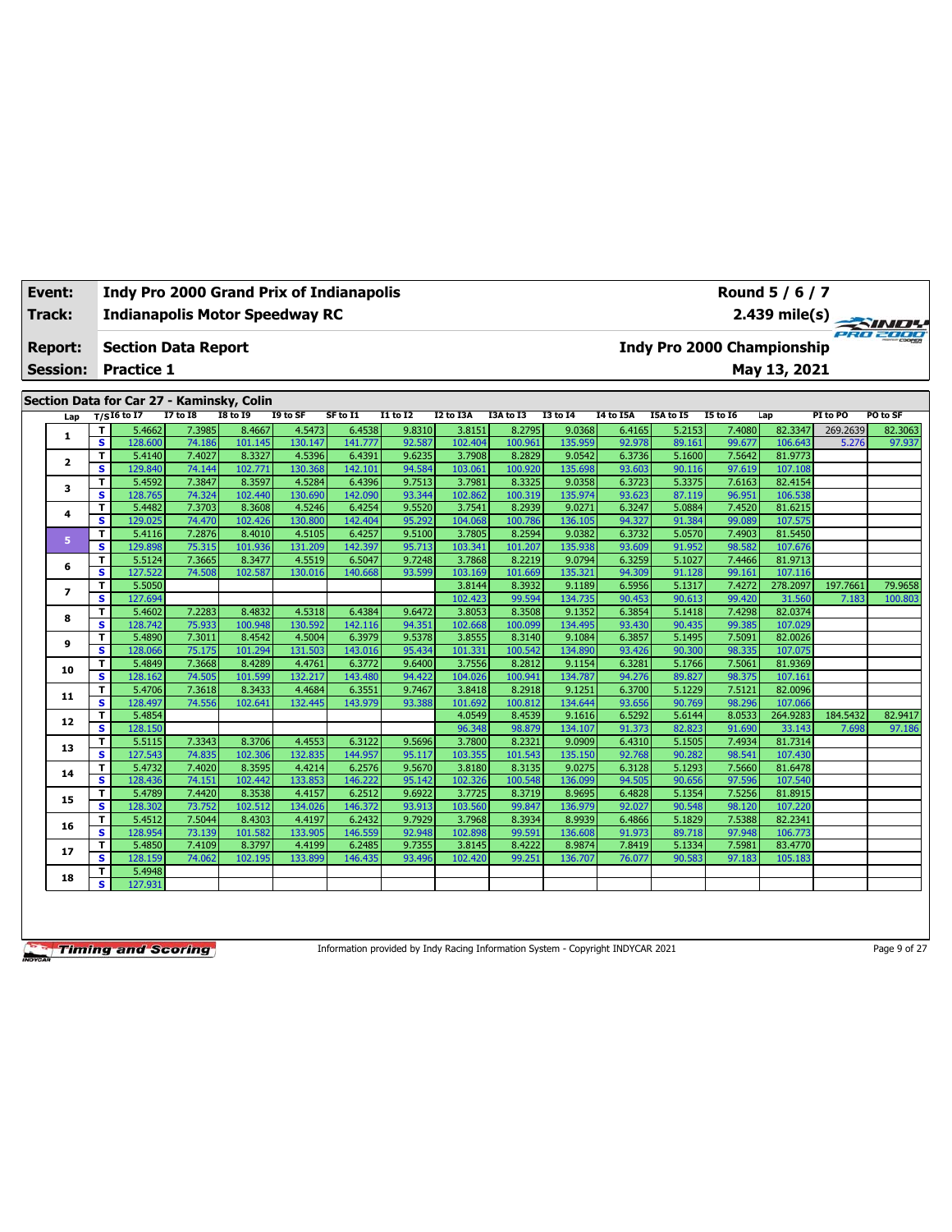| Event: | Indy Pro 2000 Grand Prix of Indianapolis | Round 5 / 6 / 7 |
|---|---|---|
| Track: | Indianapolis Motor Speedway RC | 2.439 mile(s) |
| Report: | Section Data Report | Indy Pro 2000 Championship |
| Session: | Practice 1 | May 13, 2021 |

## Section Data for Car 27 - Kaminsky, Colin

| Lap | T/S | I6 to I7 | I7 to I8 | I8 to I9 | I9 to SF | SF to I1 | I1 to I2 | I2 to I3A | I3A to I3 | I3 to I4 | I4 to I5A | I5A to I5 | I5 to I6 | Lap | PI to PO | PO to SF |
|---|---|---|---|---|---|---|---|---|---|---|---|---|---|---|---|---|
| 1 | T | 5.4662 | 7.3985 | 8.4667 | 4.5473 | 6.4538 | 9.8310 | 3.8151 | 8.2795 | 9.0368 | 6.4165 | 5.2153 | 7.4080 | 82.3347 | 269.2639 | 82.3063 |
|  | S | 128.600 | 74.186 | 101.145 | 130.147 | 141.777 | 92.587 | 102.404 | 100.961 | 135.959 | 92.978 | 89.161 | 99.677 | 106.643 | 5.276 | 97.937 |
| 2 | T | 5.4140 | 7.4027 | 8.3327 | 4.5396 | 6.4391 | 9.6235 | 3.7908 | 8.2829 | 9.0542 | 6.3736 | 5.1600 | 7.5642 | 81.9773 |  |  |
|  | S | 129.840 | 74.144 | 102.771 | 130.368 | 142.101 | 94.584 | 103.061 | 100.920 | 135.698 | 93.603 | 90.116 | 97.619 | 107.108 |  |  |
| 3 | T | 5.4592 | 7.3847 | 8.3597 | 4.5284 | 6.4396 | 9.7513 | 3.7981 | 8.3325 | 9.0358 | 6.3723 | 5.3375 | 7.6163 | 82.4154 |  |  |
|  | S | 128.765 | 74.324 | 102.440 | 130.690 | 142.090 | 93.344 | 102.862 | 100.319 | 135.974 | 93.623 | 87.119 | 96.951 | 106.538 |  |  |
| 4 | T | 5.4482 | 7.3703 | 8.3608 | 4.5246 | 6.4254 | 9.5520 | 3.7541 | 8.2939 | 9.0271 | 6.3247 | 5.0884 | 7.4520 | 81.6215 |  |  |
|  | S | 129.025 | 74.470 | 102.426 | 130.800 | 142.404 | 95.292 | 104.068 | 100.786 | 136.105 | 94.327 | 91.384 | 99.089 | 107.575 |  |  |
| 5 | T | 5.4116 | 7.2876 | 8.4010 | 4.5105 | 6.4257 | 9.5100 | 3.7805 | 8.2594 | 9.0382 | 6.3732 | 5.0570 | 7.4903 | 81.5450 |  |  |
|  | S | 129.898 | 75.315 | 101.936 | 131.209 | 142.397 | 95.713 | 103.341 | 101.207 | 135.938 | 93.609 | 91.952 | 98.582 | 107.676 |  |  |
| 6 | T | 5.5124 | 7.3665 | 8.3477 | 4.5519 | 6.5047 | 9.7248 | 3.7868 | 8.2219 | 9.0794 | 6.3259 | 5.1027 | 7.4466 | 81.9713 |  |  |
|  | S | 127.522 | 74.508 | 102.587 | 130.016 | 140.668 | 93.599 | 103.169 | 101.669 | 135.321 | 94.309 | 91.128 | 99.161 | 107.116 |  |  |
| 7 | T | 5.5050 |  |  |  |  |  | 3.8144 | 8.3932 | 9.1189 | 6.5956 | 5.1317 | 7.4272 | 278.2097 | 197.7661 | 79.9658 |
|  | S | 127.694 |  |  |  |  |  | 102.423 | 99.594 | 134.735 | 90.453 | 90.613 | 99.420 | 31.560 | 7.183 | 100.803 |
| 8 | T | 5.4602 | 7.2283 | 8.4832 | 4.5318 | 6.4384 | 9.6472 | 3.8053 | 8.3508 | 9.1352 | 6.3854 | 5.1418 | 7.4298 | 82.0374 |  |  |
|  | S | 128.742 | 75.933 | 100.948 | 130.592 | 142.116 | 94.351 | 102.668 | 100.099 | 134.495 | 93.430 | 90.435 | 99.385 | 107.029 |  |  |
| 9 | T | 5.4890 | 7.3011 | 8.4542 | 4.5004 | 6.3979 | 9.5378 | 3.8555 | 8.3140 | 9.1084 | 6.3857 | 5.1495 | 7.5091 | 82.0026 |  |  |
|  | S | 128.066 | 75.175 | 101.294 | 131.503 | 143.016 | 95.434 | 101.331 | 100.542 | 134.890 | 93.426 | 90.300 | 98.335 | 107.075 |  |  |
| 10 | T | 5.4849 | 7.3668 | 8.4289 | 4.4761 | 6.3772 | 9.6400 | 3.7556 | 8.2812 | 9.1154 | 6.3281 | 5.1766 | 7.5061 | 81.9369 |  |  |
|  | S | 128.162 | 74.505 | 101.599 | 132.217 | 143.480 | 94.422 | 104.026 | 100.941 | 134.787 | 94.276 | 89.827 | 98.375 | 107.161 |  |  |
| 11 | T | 5.4706 | 7.3618 | 8.3433 | 4.4684 | 6.3551 | 9.7467 | 3.8418 | 8.2918 | 9.1251 | 6.3700 | 5.1229 | 7.5121 | 82.0096 |  |  |
|  | S | 128.497 | 74.556 | 102.641 | 132.445 | 143.979 | 93.388 | 101.692 | 100.812 | 134.644 | 93.656 | 90.769 | 98.296 | 107.066 |  |  |
| 12 | T | 5.4854 |  |  |  |  |  | 4.0549 | 8.4539 | 9.1616 | 6.5292 | 5.6144 | 8.0533 | 264.9283 | 184.5432 | 82.9417 |
|  | S | 128.150 |  |  |  |  |  | 96.348 | 98.879 | 134.107 | 91.373 | 82.823 | 91.690 | 33.143 | 7.698 | 97.186 |
| 13 | T | 5.5115 | 7.3343 | 8.3706 | 4.4553 | 6.3122 | 9.5696 | 3.7800 | 8.2321 | 9.0909 | 6.4310 | 5.1505 | 7.4934 | 81.7314 |  |  |
|  | S | 127.543 | 74.835 | 102.306 | 132.835 | 144.957 | 95.117 | 103.355 | 101.543 | 135.150 | 92.768 | 90.282 | 98.541 | 107.430 |  |  |
| 14 | T | 5.4732 | 7.4020 | 8.3595 | 4.4214 | 6.2576 | 9.5670 | 3.8180 | 8.3135 | 9.0275 | 6.3128 | 5.1293 | 7.5660 | 81.6478 |  |  |
|  | S | 128.436 | 74.151 | 102.442 | 133.853 | 146.222 | 95.142 | 102.326 | 100.548 | 136.099 | 94.505 | 90.656 | 97.596 | 107.540 |  |  |
| 15 | T | 5.4789 | 7.4420 | 8.3538 | 4.4157 | 6.2512 | 9.6922 | 3.7725 | 8.3719 | 8.9695 | 6.4828 | 5.1354 | 7.5256 | 81.8915 |  |  |
|  | S | 128.302 | 73.752 | 102.512 | 134.026 | 146.372 | 93.913 | 103.560 | 99.847 | 136.979 | 92.027 | 90.548 | 98.120 | 107.220 |  |  |
| 16 | T | 5.4512 | 7.5044 | 8.4303 | 4.4197 | 6.2432 | 9.7929 | 3.7968 | 8.3934 | 8.9939 | 6.4866 | 5.1829 | 7.5388 | 82.2341 |  |  |
|  | S | 128.954 | 73.139 | 101.582 | 133.905 | 146.559 | 92.948 | 102.898 | 99.591 | 136.608 | 91.973 | 89.718 | 97.948 | 106.773 |  |  |
| 17 | T | 5.4850 | 7.4109 | 8.3797 | 4.4199 | 6.2485 | 9.7355 | 3.8145 | 8.4222 | 8.9874 | 7.8419 | 5.1334 | 7.5981 | 83.4770 |  |  |
|  | S | 128.159 | 74.062 | 102.195 | 133.899 | 146.435 | 93.496 | 102.420 | 99.251 | 136.707 | 76.077 | 90.583 | 97.183 | 105.183 |  |  |
| 18 | T | 5.4948 |  |  |  |  |  |  |  |  |  |  |  |  |  |  |
|  | S | 127.931 |  |  |  |  |  |  |  |  |  |  |  |  |  |  |

Information provided by Indy Racing Information System - Copyright INDYCAR 2021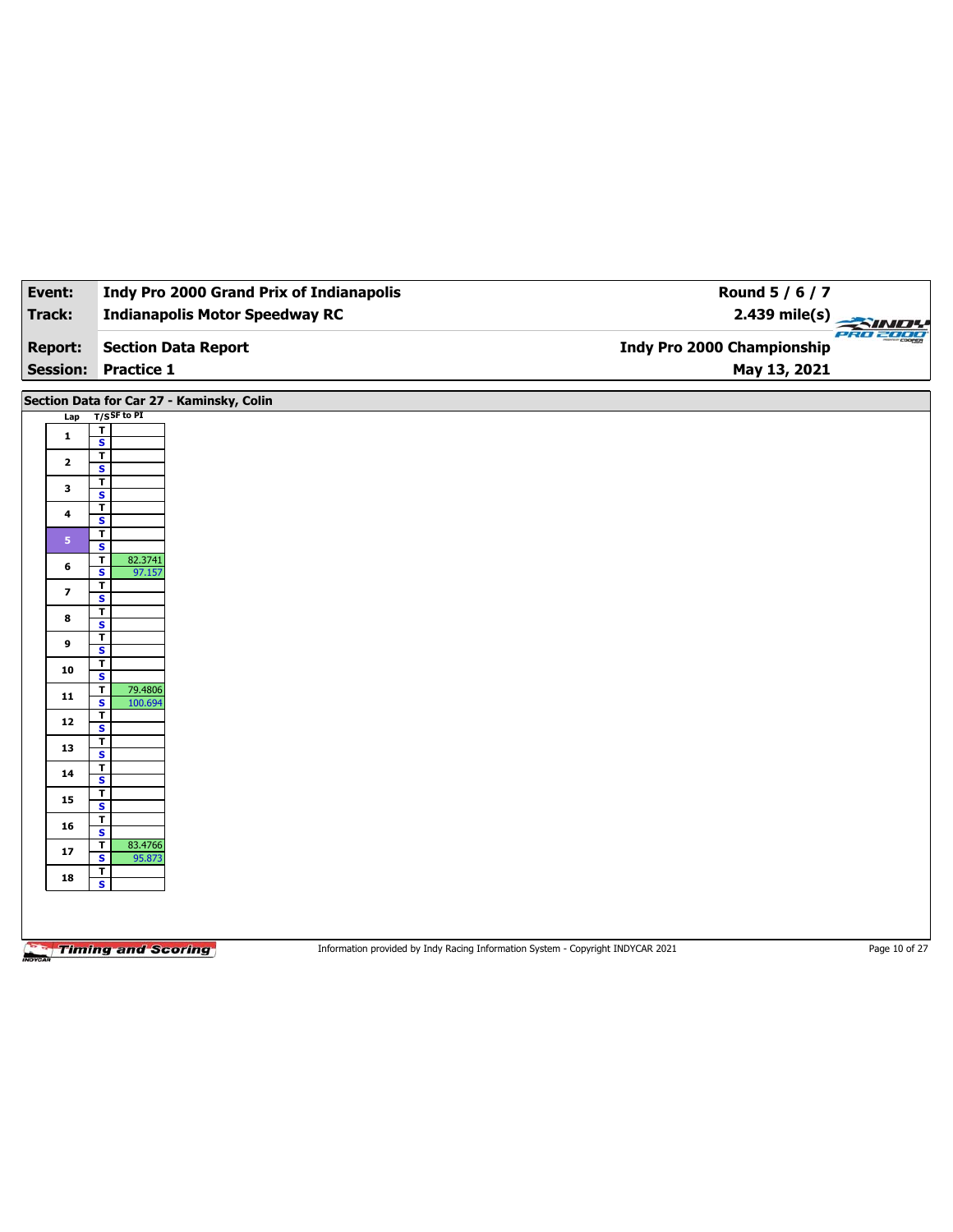| Event: | Indy Pro 2000 Grand Prix of Indianapolis | Round 5 / 6 / 7 |
|---|---|---|
| Track: | Indianapolis Motor Speedway RC | 2.439 mile(s) |
| Report: | Section Data Report | Indy Pro 2000 Championship |
| Session: | Practice 1 | May 13, 2021 |

## Section Data for Car 27 - Kaminsky, Colin

| Lap | T/S | SF to PI |
|---|---|---|
| 1 | T | |
| | S | |
| 2 | T | |
| | S | |
| 3 | T | |
| | S | |
| 4 | T | |
| | S | |
| 5 | T | |
| | S | |
| 6 | T | 82.3741 |
| | S | 97.157 |
| 7 | T | |
| | S | |
| 8 | T | |
| | S | |
| 9 | T | |
| | S | |
| 10 | T | |
| | S | |
| 11 | T | 79.4806 |
| | S | 100.694 |
| 12 | T | |
| | S | |
| 13 | T | |
| | S | |
| 14 | T | |
| | S | |
| 15 | T | |
| | S | |
| 16 | T | |
| | S | |
| 17 | T | 83.4766 |
| | S | 95.873 |
| 18 | T | |
| | S | |

Information provided by Indy Racing Information System - Copyright INDYCAR 2021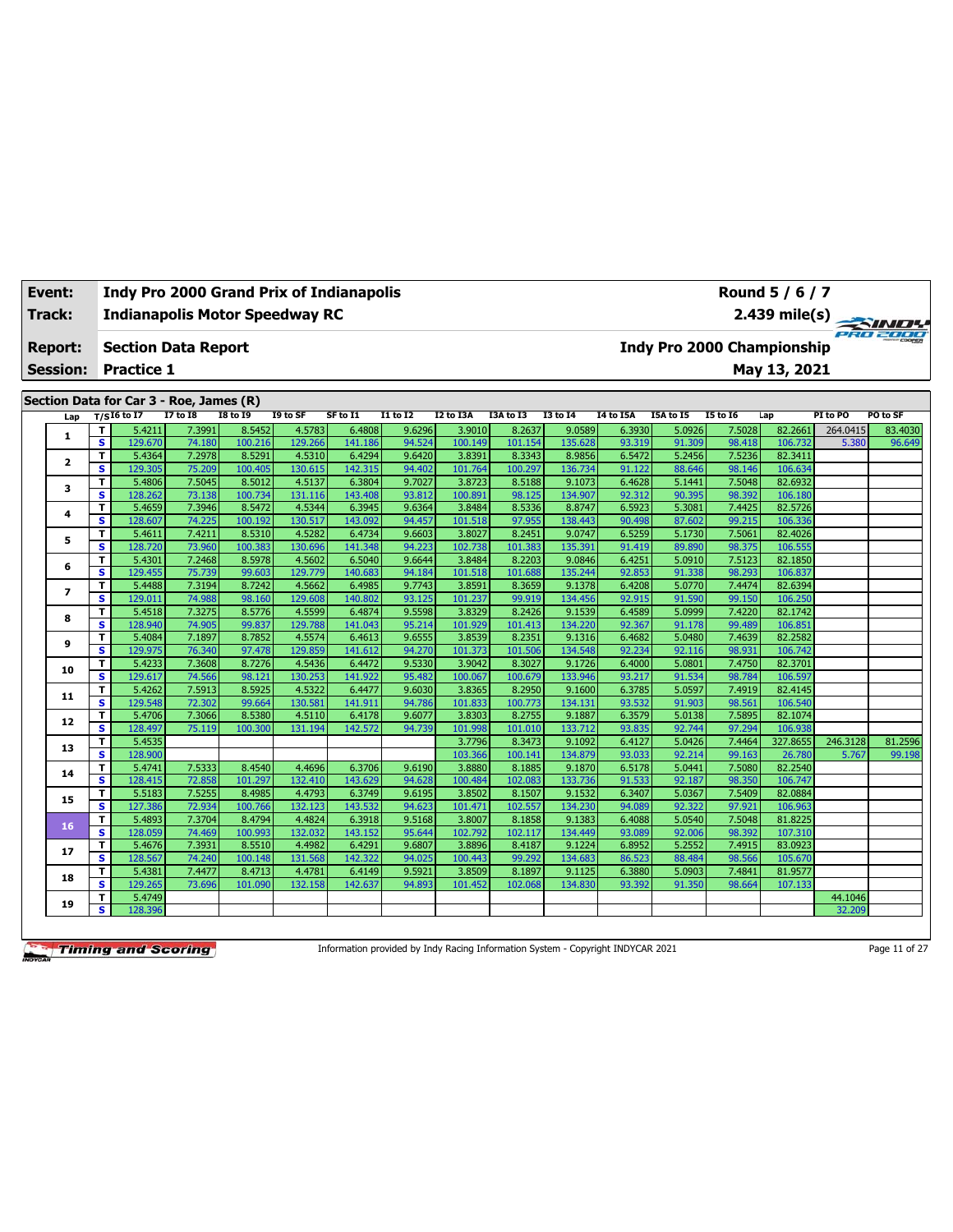**Event:** Indy Pro 2000 Grand Prix of Indianapolis — Round 5 / 6 / 7

**Track:** Indianapolis Motor Speedway RC — 2.439 mile(s)

**Report:** Section Data Report — Indy Pro 2000 Championship

**Session:** Practice 1 — May 13, 2021

## Section Data for Car 3 - Roe, James (R)

| Lap | T/S | I6 to I7 | I7 to I8 | I8 to I9 | I9 to SF | SF to I1 | I1 to I2 | I2 to I3A | I3A to I3 | I3 to I4 | I4 to I5A | I5A to I5 | I5 to I6 | Lap | PI to PO | PO to SF |
|---|---|---|---|---|---|---|---|---|---|---|---|---|---|---|---|---|
| 1 | T | 5.4211 | 7.3991 | 8.5452 | 4.5783 | 6.4808 | 9.6296 | 3.9010 | 8.2637 | 9.0589 | 6.3930 | 5.0926 | 7.5028 | 82.2661 | 264.0415 | 83.4030 |
| | S | 129.670 | 74.180 | 100.216 | 129.266 | 141.186 | 94.524 | 100.149 | 101.154 | 135.628 | 93.319 | 91.309 | 98.418 | 106.732 | 5.380 | 96.649 |
| 2 | T | 5.4364 | 7.2978 | 8.5291 | 4.5310 | 6.4294 | 9.6420 | 3.8391 | 8.3343 | 8.9856 | 6.5472 | 5.2456 | 7.5236 | 82.3411 | | |
| | S | 129.305 | 75.209 | 100.405 | 130.615 | 142.315 | 94.402 | 101.764 | 100.297 | 136.734 | 91.122 | 88.646 | 98.146 | 106.634 | | |
| 3 | T | 5.4806 | 7.5045 | 8.5012 | 4.5137 | 6.3804 | 9.7027 | 3.8723 | 8.5188 | 9.1073 | 6.4628 | 5.1441 | 7.5048 | 82.6932 | | |
| | S | 128.262 | 73.138 | 100.734 | 131.116 | 143.408 | 93.812 | 100.891 | 98.125 | 134.907 | 92.312 | 90.395 | 98.392 | 106.180 | | |
| 4 | T | 5.4659 | 7.3946 | 8.5472 | 4.5344 | 6.3945 | 9.6364 | 3.8484 | 8.5336 | 8.8747 | 6.5923 | 5.3081 | 7.4425 | 82.5726 | | |
| | S | 128.607 | 74.225 | 100.192 | 130.517 | 143.092 | 94.457 | 101.518 | 97.955 | 138.443 | 90.498 | 87.602 | 99.215 | 106.336 | | |
| 5 | T | 5.4611 | 7.4211 | 8.5310 | 4.5282 | 6.4734 | 9.6603 | 3.8027 | 8.2451 | 9.0747 | 6.5259 | 5.1730 | 7.5061 | 82.4026 | | |
| | S | 128.720 | 73.960 | 100.383 | 130.696 | 141.348 | 94.223 | 102.738 | 101.383 | 135.391 | 91.419 | 89.890 | 98.375 | 106.555 | | |
| 6 | T | 5.4301 | 7.2468 | 8.5978 | 4.5602 | 6.5040 | 9.6644 | 3.8484 | 8.2203 | 9.0846 | 6.4251 | 5.0910 | 7.5123 | 82.1850 | | |
| | S | 129.455 | 75.739 | 99.603 | 129.779 | 140.683 | 94.184 | 101.518 | 101.688 | 135.244 | 92.853 | 91.338 | 98.293 | 106.837 | | |
| 7 | T | 5.4488 | 7.3194 | 8.7242 | 4.5662 | 6.4985 | 9.7743 | 3.8591 | 8.3659 | 9.1378 | 6.4208 | 5.0770 | 7.4474 | 82.6394 | | |
| | S | 129.011 | 74.988 | 98.160 | 129.608 | 140.802 | 93.125 | 101.237 | 99.919 | 134.456 | 92.915 | 91.590 | 99.150 | 106.250 | | |
| 8 | T | 5.4518 | 7.3275 | 8.5776 | 4.5599 | 6.4874 | 9.5598 | 3.8329 | 8.2426 | 9.1539 | 6.4589 | 5.0999 | 7.4220 | 82.1742 | | |
| | S | 128.940 | 74.905 | 99.837 | 129.788 | 141.043 | 95.214 | 101.929 | 101.413 | 134.220 | 92.367 | 91.178 | 99.489 | 106.851 | | |
| 9 | T | 5.4084 | 7.1897 | 8.7852 | 4.5574 | 6.4613 | 9.6555 | 3.8539 | 8.2351 | 9.1316 | 6.4682 | 5.0480 | 7.4639 | 82.2582 | | |
| | S | 129.975 | 76.340 | 97.478 | 129.859 | 141.612 | 94.270 | 101.373 | 101.506 | 134.548 | 92.234 | 92.116 | 98.931 | 106.742 | | |
| 10 | T | 5.4233 | 7.3608 | 8.7276 | 4.5436 | 6.4472 | 9.5330 | 3.9042 | 8.3027 | 9.1726 | 6.4000 | 5.0801 | 7.4750 | 82.3701 | | |
| | S | 129.617 | 74.566 | 98.121 | 130.253 | 141.922 | 95.482 | 100.067 | 100.679 | 133.946 | 93.217 | 91.534 | 98.784 | 106.597 | | |
| 11 | T | 5.4262 | 7.5913 | 8.5925 | 4.5322 | 6.4477 | 9.6030 | 3.8365 | 8.2950 | 9.1600 | 6.3785 | 5.0597 | 7.4919 | 82.4145 | | |
| | S | 129.548 | 72.302 | 99.664 | 130.581 | 141.911 | 94.786 | 101.833 | 100.773 | 134.131 | 93.532 | 91.903 | 98.561 | 106.540 | | |
| 12 | T | 5.4706 | 7.3066 | 8.5380 | 4.5110 | 6.4178 | 9.6077 | 3.8303 | 8.2755 | 9.1887 | 6.3579 | 5.0138 | 7.5895 | 82.1074 | | |
| | S | 128.497 | 75.119 | 100.300 | 131.194 | 142.572 | 94.739 | 101.998 | 101.010 | 133.712 | 93.835 | 92.744 | 97.294 | 106.938 | | |
| 13 | T | 5.4535 | | | | | | 3.7796 | 8.3473 | 9.1092 | 6.4127 | 5.0426 | 7.4464 | 327.8655 | 246.3128 | 81.2596 |
| | S | 128.900 | | | | | | 103.366 | 100.141 | 134.879 | 93.033 | 92.214 | 99.163 | 26.780 | 5.767 | 99.198 |
| 14 | T | 5.4741 | 7.5333 | 8.4540 | 4.4696 | 6.3706 | 9.6190 | 3.8880 | 8.1885 | 9.1870 | 6.5178 | 5.0441 | 7.5080 | 82.2540 | | |
| | S | 128.415 | 72.858 | 101.297 | 132.410 | 143.629 | 94.628 | 100.484 | 102.083 | 133.736 | 91.533 | 92.187 | 98.350 | 106.747 | | |
| 15 | T | 5.5183 | 7.5255 | 8.4985 | 4.4793 | 6.3749 | 9.6195 | 3.8502 | 8.1507 | 9.1532 | 6.3407 | 5.0367 | 7.5409 | 82.0884 | | |
| | S | 127.386 | 72.934 | 100.766 | 132.123 | 143.532 | 94.623 | 101.471 | 102.557 | 134.230 | 94.089 | 92.322 | 97.921 | 106.963 | | |
| 16 | T | 5.4893 | 7.3704 | 8.4794 | 4.4824 | 6.3918 | 9.5168 | 3.8007 | 8.1858 | 9.1383 | 6.4088 | 5.0540 | 7.5048 | 81.8225 | | |
| | S | 128.059 | 74.469 | 100.993 | 132.032 | 143.152 | 95.644 | 102.792 | 102.117 | 134.449 | 93.089 | 92.006 | 98.392 | 107.310 | | |
| 17 | T | 5.4676 | 7.3931 | 8.5510 | 4.4982 | 6.4291 | 9.6807 | 3.8896 | 8.4187 | 9.1224 | 6.8952 | 5.2552 | 7.4915 | 83.0923 | | |
| | S | 128.567 | 74.240 | 100.148 | 131.568 | 142.322 | 94.025 | 100.443 | 99.292 | 134.683 | 86.523 | 88.484 | 98.566 | 105.670 | | |
| 18 | T | 5.4381 | 7.4477 | 8.4713 | 4.4781 | 6.4149 | 9.5921 | 3.8509 | 8.1897 | 9.1125 | 6.3880 | 5.0903 | 7.4841 | 81.9577 | | |
| | S | 129.265 | 73.696 | 101.090 | 132.158 | 142.637 | 94.893 | 101.452 | 102.068 | 134.830 | 93.392 | 91.350 | 98.664 | 107.133 | | |
| 19 | T | 5.4749 | | | | | | | | | | | | | 44.1046 | |
| | S | 128.396 | | | | | | | | | | | | | 32.209 | |

Information provided by Indy Racing Information System - Copyright INDYCAR 2021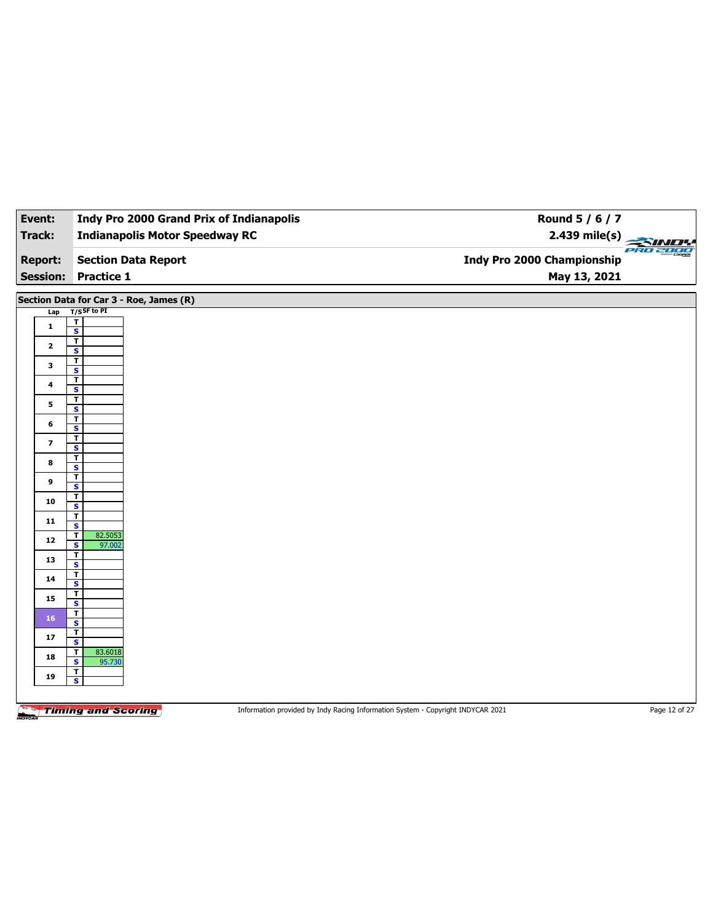| Event: | Indy Pro 2000 Grand Prix of Indianapolis | Round 5 / 6 / 7 |
|---|---|---|
| Track: | Indianapolis Motor Speedway RC | 2.439 mile(s) |
| Report: | Section Data Report | Indy Pro 2000 Championship |
| Session: | Practice 1 | May 13, 2021 |

## Section Data for Car 3 - Roe, James (R)

| Lap | T/S | SF to PI |
|---|---|---|
| 1 | T | |
| | S | |
| 2 | T | |
| | S | |
| 3 | T | |
| | S | |
| 4 | T | |
| | S | |
| 5 | T | |
| | S | |
| 6 | T | |
| | S | |
| 7 | T | |
| | S | |
| 8 | T | |
| | S | |
| 9 | T | |
| | S | |
| 10 | T | |
| | S | |
| 11 | T | |
| | S | |
| 12 | T | 82.5053 |
| | S | 97.002 |
| 13 | T | |
| | S | |
| 14 | T | |
| | S | |
| 15 | T | |
| | S | |
| 16 | T | |
| | S | |
| 17 | T | |
| | S | |
| 18 | T | 83.6018 |
| | S | 95.730 |
| 19 | T | |
| | S | |

Information provided by Indy Racing Information System - Copyright INDYCAR 2021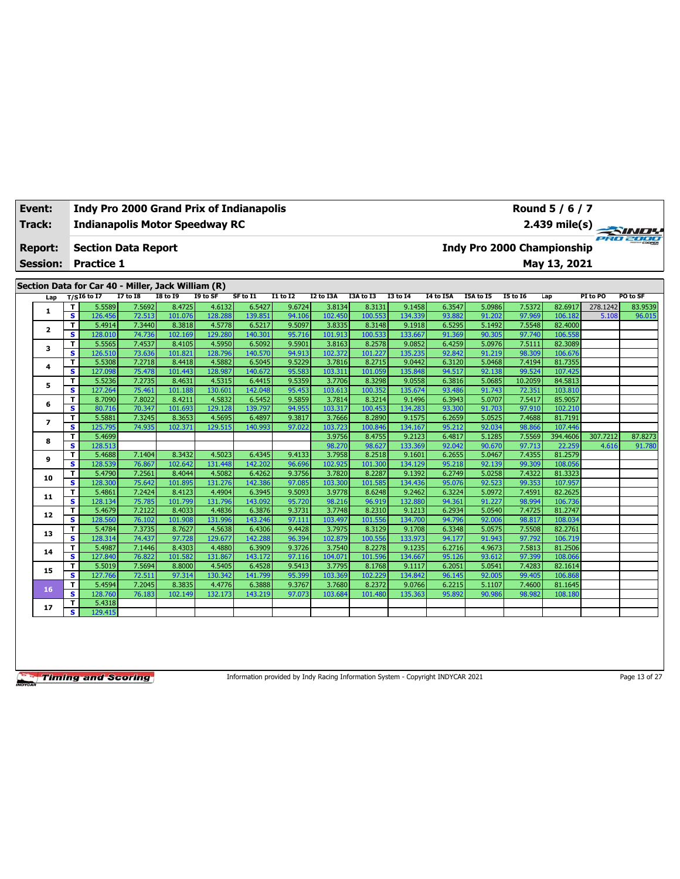| Event: | Indy Pro 2000 Grand Prix of Indianapolis | Round 5 / 6 / 7 |
|---|---|---|
| Track: | Indianapolis Motor Speedway RC | 2.439 mile(s) |
| Report: | Section Data Report | Indy Pro 2000 Championship |
| Session: | Practice 1 | May 13, 2021 |

**Section Data for Car 40 - Miller, Jack William (R)**

| Lap | T/S | I6 to I7 | I7 to I8 | I8 to I9 | I9 to SF | SF to I1 | I1 to I2 | I2 to I3A | I3A to I3 | I3 to I4 | I4 to I5A | I5A to I5 | I5 to I6 | Lap | PI to PO | PO to SF |
|---|---|---|---|---|---|---|---|---|---|---|---|---|---|---|---|---|
| 1 | T | 5.5589 | 7.5692 | 8.4725 | 4.6132 | 6.5427 | 9.6724 | 3.8134 | 8.3131 | 9.1458 | 6.3547 | 5.0986 | 7.5372 | 82.6917 | 278.1242 | 83.9539 |
| | S | 126.456 | 72.513 | 101.076 | 128.288 | 139.851 | 94.106 | 102.450 | 100.553 | 134.339 | 93.882 | 91.202 | 97.969 | 106.182 | 5.108 | 96.015 |
| 2 | T | 5.4914 | 7.3440 | 8.3818 | 4.5778 | 6.5217 | 9.5097 | 3.8335 | 8.3148 | 9.1918 | 6.5295 | 5.1492 | 7.5548 | 82.4000 | | |
| | S | 128.010 | 74.736 | 102.169 | 129.280 | 140.301 | 95.716 | 101.913 | 100.533 | 133.667 | 91.369 | 90.305 | 97.740 | 106.558 | | |
| 3 | T | 5.5565 | 7.4537 | 8.4105 | 4.5950 | 6.5092 | 9.5901 | 3.8163 | 8.2578 | 9.0852 | 6.4259 | 5.0976 | 7.5111 | 82.3089 | | |
| | S | 126.510 | 73.636 | 101.821 | 128.796 | 140.570 | 94.913 | 102.372 | 101.227 | 135.235 | 92.842 | 91.219 | 98.309 | 106.676 | | |
| 4 | T | 5.5308 | 7.2718 | 8.4418 | 4.5882 | 6.5045 | 9.5229 | 3.7816 | 8.2715 | 9.0442 | 6.3120 | 5.0468 | 7.4194 | 81.7355 | | |
| | S | 127.098 | 75.478 | 101.443 | 128.987 | 140.672 | 95.583 | 103.311 | 101.059 | 135.848 | 94.517 | 92.138 | 99.524 | 107.425 | | |
| 5 | T | 5.5236 | 7.2735 | 8.4631 | 4.5315 | 6.4415 | 9.5359 | 3.7706 | 8.3298 | 9.0558 | 6.3816 | 5.0685 | 10.2059 | 84.5813 | | |
| | S | 127.264 | 75.461 | 101.188 | 130.601 | 142.048 | 95.453 | 103.613 | 100.352 | 135.674 | 93.486 | 91.743 | 72.351 | 103.810 | | |
| 6 | T | 8.7090 | 7.8022 | 8.4211 | 4.5832 | 6.5452 | 9.5859 | 3.7814 | 8.3214 | 9.1496 | 6.3943 | 5.0707 | 7.5417 | 85.9057 | | |
| | S | 80.716 | 70.347 | 101.693 | 129.128 | 139.797 | 94.955 | 103.317 | 100.453 | 134.283 | 93.300 | 91.703 | 97.910 | 102.210 | | |
| 7 | T | 5.5881 | 7.3245 | 8.3653 | 4.5695 | 6.4897 | 9.3817 | 3.7666 | 8.2890 | 9.1575 | 6.2659 | 5.0525 | 7.4688 | 81.7191 | | |
| | S | 125.795 | 74.935 | 102.371 | 129.515 | 140.993 | 97.022 | 103.723 | 100.846 | 134.167 | 95.212 | 92.034 | 98.866 | 107.446 | | |
| 8 | T | 5.4699 | | | | | | 3.9756 | 8.4755 | 9.2123 | 6.4817 | 5.1285 | 7.5569 | 394.4606 | 307.7212 | 87.8273 |
| | S | 128.513 | | | | | | 98.270 | 98.627 | 133.369 | 92.042 | 90.670 | 97.713 | 22.259 | 4.616 | 91.780 |
| 9 | T | 5.4688 | 7.1404 | 8.3432 | 4.5023 | 6.4345 | 9.4133 | 3.7958 | 8.2518 | 9.1601 | 6.2655 | 5.0467 | 7.4355 | 81.2579 | | |
| | S | 128.539 | 76.867 | 102.642 | 131.448 | 142.202 | 96.696 | 102.925 | 101.300 | 134.129 | 95.218 | 92.139 | 99.309 | 108.056 | | |
| 10 | T | 5.4790 | 7.2561 | 8.4044 | 4.5082 | 6.4262 | 9.3756 | 3.7820 | 8.2287 | 9.1392 | 6.2749 | 5.0258 | 7.4322 | 81.3323 | | |
| | S | 128.300 | 75.642 | 101.895 | 131.276 | 142.386 | 97.085 | 103.300 | 101.585 | 134.436 | 95.076 | 92.523 | 99.353 | 107.957 | | |
| 11 | T | 5.4861 | 7.2424 | 8.4123 | 4.4904 | 6.3945 | 9.5093 | 3.9778 | 8.6248 | 9.2462 | 6.3224 | 5.0972 | 7.4591 | 82.2625 | | |
| | S | 128.134 | 75.785 | 101.799 | 131.796 | 143.092 | 95.720 | 98.216 | 96.919 | 132.880 | 94.361 | 91.227 | 98.994 | 106.736 | | |
| 12 | T | 5.4679 | 7.2122 | 8.4033 | 4.4836 | 6.3876 | 9.3731 | 3.7748 | 8.2310 | 9.1213 | 6.2934 | 5.0540 | 7.4725 | 81.2747 | | |
| | S | 128.560 | 76.102 | 101.908 | 131.996 | 143.246 | 97.111 | 103.497 | 101.556 | 134.700 | 94.796 | 92.006 | 98.817 | 108.034 | | |
| 13 | T | 5.4784 | 7.3735 | 8.7627 | 4.5638 | 6.4306 | 9.4428 | 3.7975 | 8.3129 | 9.1708 | 6.3348 | 5.0575 | 7.5508 | 82.2761 | | |
| | S | 128.314 | 74.437 | 97.728 | 129.677 | 142.288 | 96.394 | 102.879 | 100.556 | 133.973 | 94.177 | 91.943 | 97.792 | 106.719 | | |
| 14 | T | 5.4987 | 7.1446 | 8.4303 | 4.4880 | 6.3909 | 9.3726 | 3.7540 | 8.2278 | 9.1235 | 6.2716 | 4.9673 | 7.5813 | 81.2506 | | |
| | S | 127.840 | 76.822 | 101.582 | 131.867 | 143.172 | 97.116 | 104.071 | 101.596 | 134.667 | 95.126 | 93.612 | 97.399 | 108.066 | | |
| 15 | T | 5.5019 | 7.5694 | 8.8000 | 4.5405 | 6.4528 | 9.5413 | 3.7795 | 8.1768 | 9.1117 | 6.2051 | 5.0541 | 7.4283 | 82.1614 | | |
| | S | 127.766 | 72.511 | 97.314 | 130.342 | 141.799 | 95.399 | 103.369 | 102.229 | 134.842 | 96.145 | 92.005 | 99.405 | 106.868 | | |
| 16 | T | 5.4594 | 7.2045 | 8.3835 | 4.4776 | 6.3888 | 9.3767 | 3.7680 | 8.2372 | 9.0766 | 6.2215 | 5.1107 | 7.4600 | 81.1645 | | |
| | S | 128.760 | 76.183 | 102.149 | 132.173 | 143.219 | 97.073 | 103.684 | 101.480 | 135.363 | 95.892 | 90.986 | 98.982 | 108.180 | | |
| 17 | T | 5.4318 | | | | | | | | | | | | | | |
| | S | 129.415 | | | | | | | | | | | | | | |

Information provided by Indy Racing Information System - Copyright INDYCAR 2021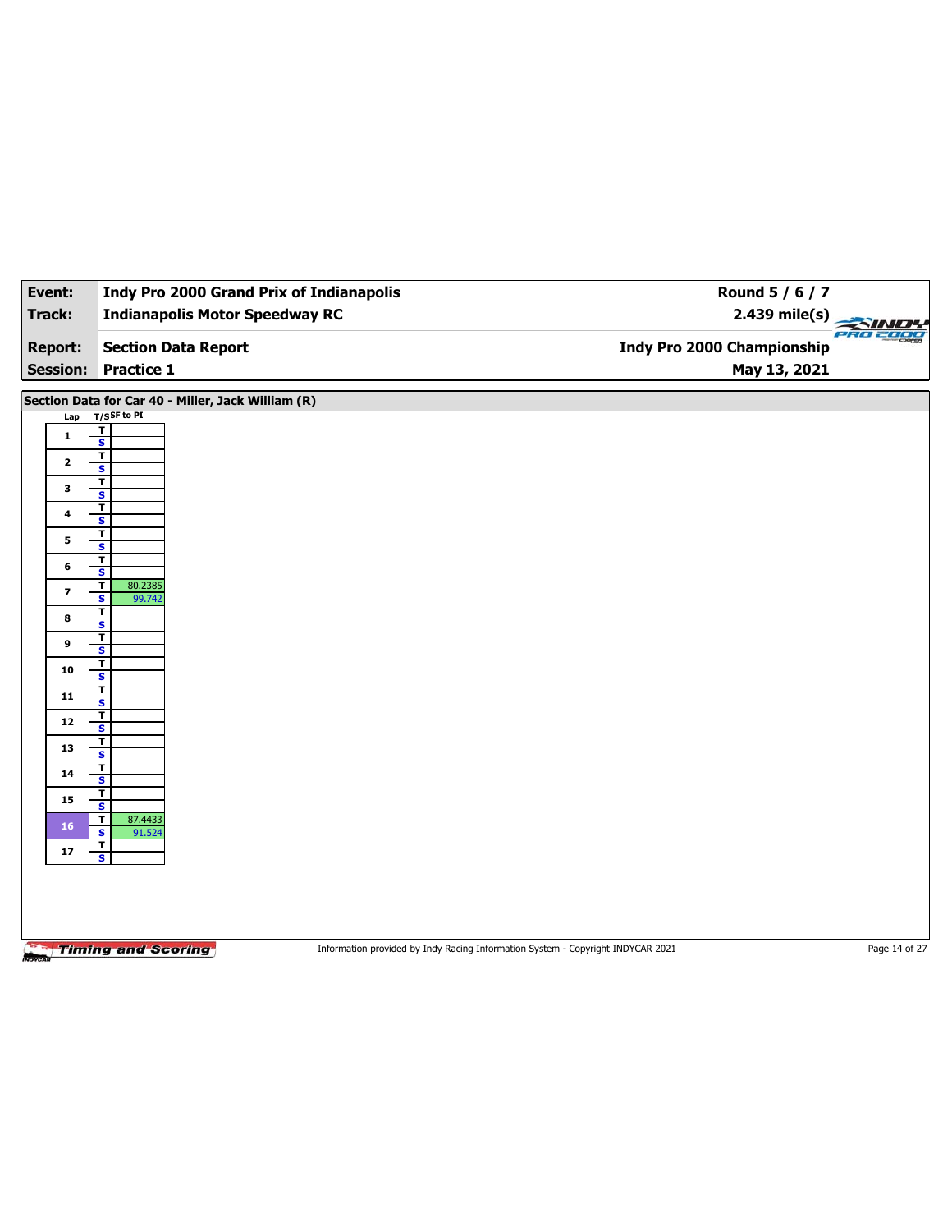| | | |
|---|---|---|
| **Event:** | **Indy Pro 2000 Grand Prix of Indianapolis** | **Round 5 / 6 / 7** |
| **Track:** | **Indianapolis Motor Speedway RC** | **2.439 mile(s)** |
| **Report:** | **Section Data Report** | **Indy Pro 2000 Championship** |
| **Session:** | **Practice 1** | **May 13, 2021** |

## Section Data for Car 40 - Miller, Jack William (R)

| Lap | T/S | SF to PI |
|---|---|---|
| 1 | T | |
| | S | |
| 2 | T | |
| | S | |
| 3 | T | |
| | S | |
| 4 | T | |
| | S | |
| 5 | T | |
| | S | |
| 6 | T | |
| | S | |
| 7 | T | 80.2385 |
| | S | 99.742 |
| 8 | T | |
| | S | |
| 9 | T | |
| | S | |
| 10 | T | |
| | S | |
| 11 | T | |
| | S | |
| 12 | T | |
| | S | |
| 13 | T | |
| | S | |
| 14 | T | |
| | S | |
| 15 | T | |
| | S | |
| 16 | T | 87.4433 |
| | S | 91.524 |
| 17 | T | |
| | S | |

Information provided by Indy Racing Information System - Copyright INDYCAR 2021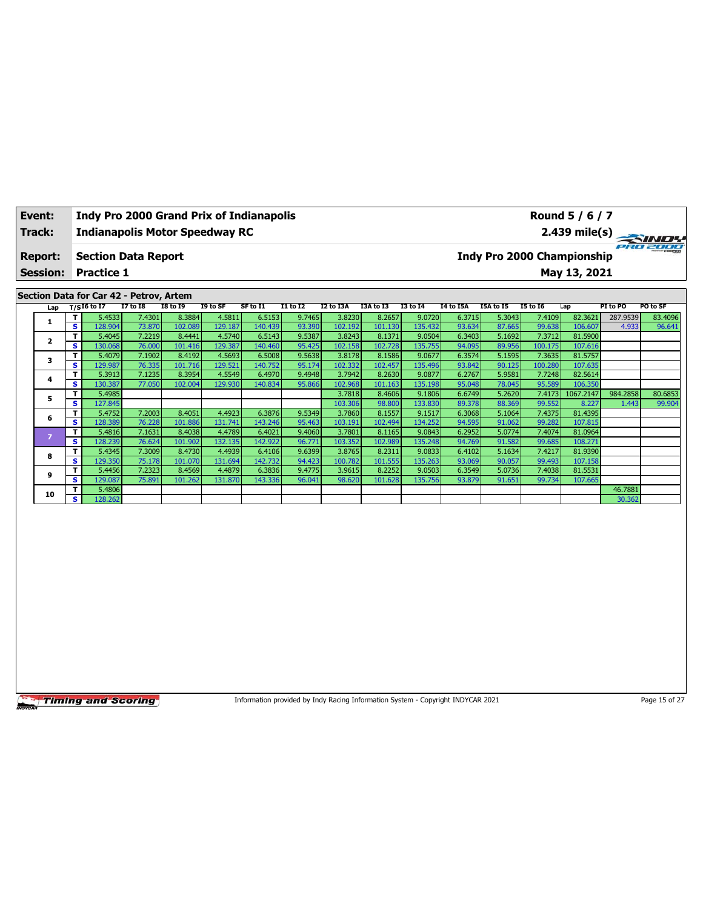| Event: | Indy Pro 2000 Grand Prix of Indianapolis | Round 5 / 6 / 7 |
|---|---|---|
| Track: | Indianapolis Motor Speedway RC | 2.439 mile(s) |
| Report: | Section Data Report | Indy Pro 2000 Championship |
| Session: | Practice 1 | May 13, 2021 |

## Section Data for Car 42 - Petrov, Artem

| Lap | T/S | I6 to I7 | I7 to I8 | I8 to I9 | I9 to SF | SF to I1 | I1 to I2 | I2 to I3A | I3A to I3 | I3 to I4 | I4 to I5A | I5A to I5 | I5 to I6 | Lap | PI to PO | PO to SF |
|---|---|---|---|---|---|---|---|---|---|---|---|---|---|---|---|---|
| 1 | T | 5.4533 | 7.4301 | 8.3884 | 4.5811 | 6.5153 | 9.7465 | 3.8230 | 8.2657 | 9.0720 | 6.3715 | 5.3043 | 7.4109 | 82.3621 | 287.9539 | 83.4096 |
| | S | 128.904 | 73.870 | 102.089 | 129.187 | 140.439 | 93.390 | 102.192 | 101.130 | 135.432 | 93.634 | 87.665 | 99.638 | 106.607 | 4.933 | 96.641 |
| 2 | T | 5.4045 | 7.2219 | 8.4441 | 4.5740 | 6.5143 | 9.5387 | 3.8243 | 8.1371 | 9.0504 | 6.3403 | 5.1692 | 7.3712 | 81.5900 | | |
| | S | 130.068 | 76.000 | 101.416 | 129.387 | 140.460 | 95.425 | 102.158 | 102.728 | 135.755 | 94.095 | 89.956 | 100.175 | 107.616 | | |
| 3 | T | 5.4079 | 7.1902 | 8.4192 | 4.5693 | 6.5008 | 9.5638 | 3.8178 | 8.1586 | 9.0677 | 6.3574 | 5.1595 | 7.3635 | 81.5757 | | |
| | S | 129.987 | 76.335 | 101.716 | 129.521 | 140.752 | 95.174 | 102.332 | 102.457 | 135.496 | 93.842 | 90.125 | 100.280 | 107.635 | | |
| 4 | T | 5.3913 | 7.1235 | 8.3954 | 4.5549 | 6.4970 | 9.4948 | 3.7942 | 8.2630 | 9.0877 | 6.2767 | 5.9581 | 7.7248 | 82.5614 | | |
| | S | 130.387 | 77.050 | 102.004 | 129.930 | 140.834 | 95.866 | 102.968 | 101.163 | 135.198 | 95.048 | 78.045 | 95.589 | 106.350 | | |
| 5 | T | 5.4985 | | | | | | 3.7818 | 8.4606 | 9.1806 | 6.6749 | 5.2620 | 7.4173 | 1067.2147 | 984.2858 | 80.6853 |
| | S | 127.845 | | | | | | 103.306 | 98.800 | 133.830 | 89.378 | 88.369 | 99.552 | 8.227 | 1.443 | 99.904 |
| 6 | T | 5.4752 | 7.2003 | 8.4051 | 4.4923 | 6.3876 | 9.5349 | 3.7860 | 8.1557 | 9.1517 | 6.3068 | 5.1064 | 7.4375 | 81.4395 | | |
| | S | 128.389 | 76.228 | 101.886 | 131.741 | 143.246 | 95.463 | 103.191 | 102.494 | 134.252 | 94.595 | 91.062 | 99.282 | 107.815 | | |
| 7 | T | 5.4816 | 7.1631 | 8.4038 | 4.4789 | 6.4021 | 9.4060 | 3.7801 | 8.1165 | 9.0843 | 6.2952 | 5.0774 | 7.4074 | 81.0964 | | |
| | S | 128.239 | 76.624 | 101.902 | 132.135 | 142.922 | 96.771 | 103.352 | 102.989 | 135.248 | 94.769 | 91.582 | 99.685 | 108.271 | | |
| 8 | T | 5.4345 | 7.3009 | 8.4730 | 4.4939 | 6.4106 | 9.6399 | 3.8765 | 8.2311 | 9.0833 | 6.4102 | 5.1634 | 7.4217 | 81.9390 | | |
| | S | 129.350 | 75.178 | 101.070 | 131.694 | 142.732 | 94.423 | 100.782 | 101.555 | 135.263 | 93.069 | 90.057 | 99.493 | 107.158 | | |
| 9 | T | 5.4456 | 7.2323 | 8.4569 | 4.4879 | 6.3836 | 9.4775 | 3.9615 | 8.2252 | 9.0503 | 6.3549 | 5.0736 | 7.4038 | 81.5531 | | |
| | S | 129.087 | 75.891 | 101.262 | 131.870 | 143.336 | 96.041 | 98.620 | 101.628 | 135.756 | 93.879 | 91.651 | 99.734 | 107.665 | | |
| 10 | T | 5.4806 | | | | | | | | | | | | | 46.7881 | |
| | S | 128.262 | | | | | | | | | | | | | 30.362 | |

Information provided by Indy Racing Information System - Copyright INDYCAR 2021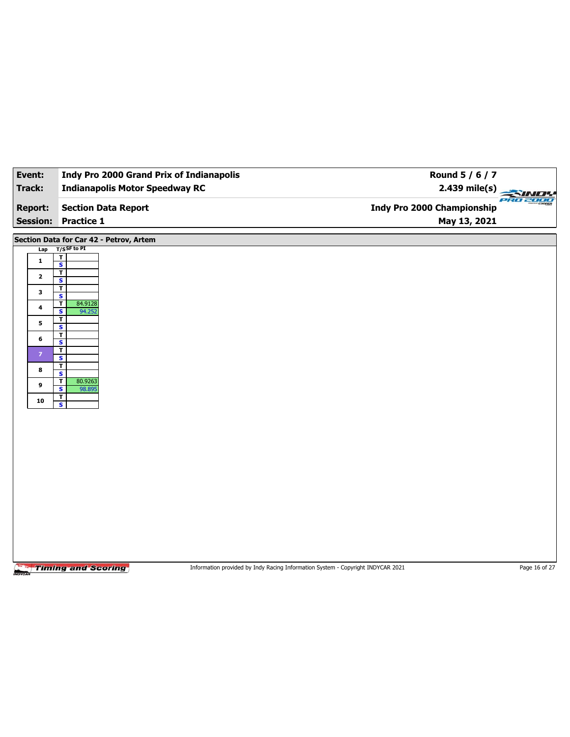| **Event:** | **Indy Pro 2000 Grand Prix of Indianapolis** | **Round 5 / 6 / 7** |
|---|---|---|
| **Track:** | **Indianapolis Motor Speedway RC** | **2.439 mile(s)** |
| **Report:** | **Section Data Report** | **Indy Pro 2000 Championship** |
| **Session:** | **Practice 1** | **May 13, 2021** |

## Section Data for Car 42 - Petrov, Artem

| Lap | T/S | SF to PI |
|---|---|---|
| 1 | T | |
| | S | |
| 2 | T | |
| | S | |
| 3 | T | |
| | S | |
| 4 | T | 84.9128 |
| | S | 94.252 |
| 5 | T | |
| | S | |
| 6 | T | |
| | S | |
| 7 | T | |
| | S | |
| 8 | T | |
| | S | |
| 9 | T | 80.9263 |
| | S | 98.895 |
| 10 | T | |
| | S | |

Information provided by Indy Racing Information System - Copyright INDYCAR 2021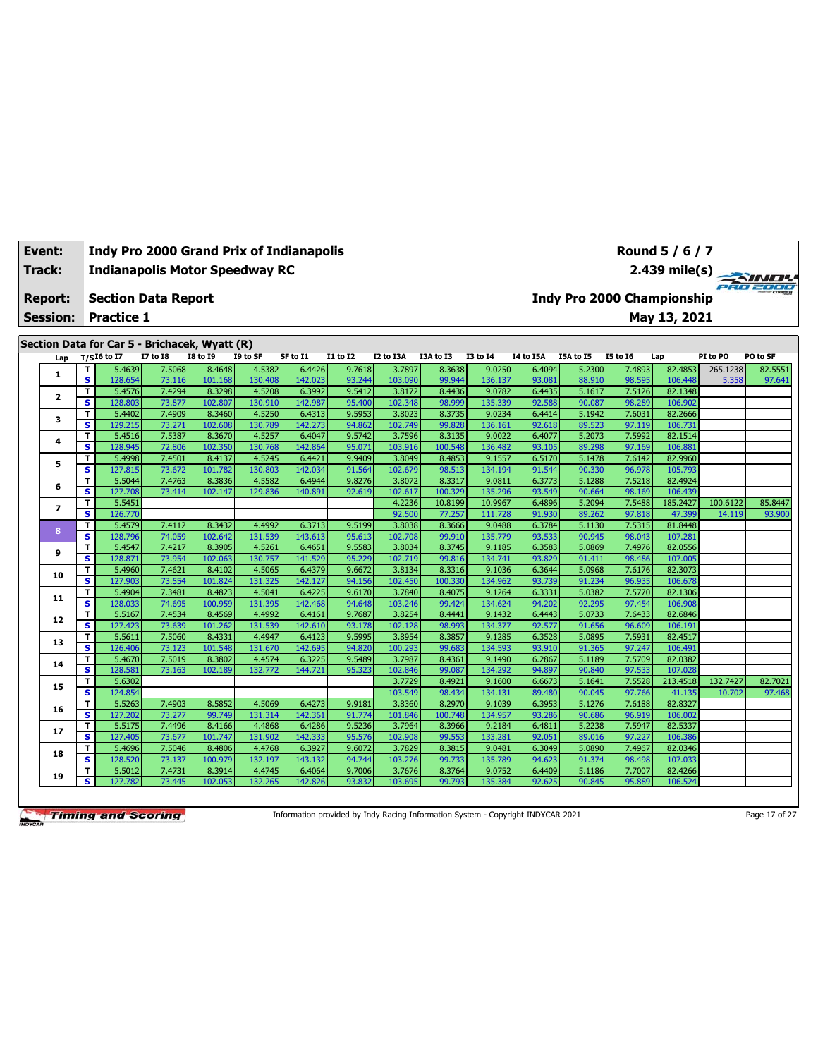| Event: | Indy Pro 2000 Grand Prix of Indianapolis | Round 5 / 6 / 7 |
|---|---|---|
| Track: | Indianapolis Motor Speedway RC | 2.439 mile(s) |
| Report: | Section Data Report | Indy Pro 2000 Championship |
| Session: | Practice 1 | May 13, 2021 |

## Section Data for Car 5 - Brichacek, Wyatt (R)

| Lap | T/S | I6 to I7 | I7 to I8 | I8 to I9 | I9 to SF | SF to I1 | I1 to I2 | I2 to I3A | I3A to I3 | I3 to I4 | I4 to I5A | I5A to I5 | I5 to I6 | Lap | PI to PO | PO to SF |
|---|---|---|---|---|---|---|---|---|---|---|---|---|---|---|---|---|
| 1 | T | 5.4639 | 7.5068 | 8.4648 | 4.5382 | 6.4426 | 9.7618 | 3.7897 | 8.3638 | 9.0250 | 6.4094 | 5.2300 | 7.4893 | 82.4853 | 265.1238 | 82.5551 |
| | S | 128.654 | 73.116 | 101.168 | 130.408 | 142.023 | 93.244 | 103.090 | 99.944 | 136.137 | 93.081 | 88.910 | 98.595 | 106.448 | 5.358 | 97.641 |
| 2 | T | 5.4576 | 7.4294 | 8.3298 | 4.5208 | 6.3992 | 9.5412 | 3.8172 | 8.4436 | 9.0782 | 6.4435 | 5.1617 | 7.5126 | 82.1348 | | |
| | S | 128.803 | 73.877 | 102.807 | 130.910 | 142.987 | 95.400 | 102.348 | 98.999 | 135.339 | 92.588 | 90.087 | 98.289 | 106.902 | | |
| 3 | T | 5.4402 | 7.4909 | 8.3460 | 4.5250 | 6.4313 | 9.5953 | 3.8023 | 8.3735 | 9.0234 | 6.4414 | 5.1942 | 7.6031 | 82.2666 | | |
| | S | 129.215 | 73.271 | 102.608 | 130.789 | 142.273 | 94.862 | 102.749 | 99.828 | 136.161 | 92.618 | 89.523 | 97.119 | 106.731 | | |
| 4 | T | 5.4516 | 7.5387 | 8.3670 | 4.5257 | 6.4047 | 9.5742 | 3.7596 | 8.3135 | 9.0022 | 6.4077 | 5.2073 | 7.5992 | 82.1514 | | |
| | S | 128.945 | 72.806 | 102.350 | 130.768 | 142.864 | 95.071 | 103.916 | 100.548 | 136.482 | 93.105 | 89.298 | 97.169 | 106.881 | | |
| 5 | T | 5.4998 | 7.4501 | 8.4137 | 4.5245 | 6.4421 | 9.9409 | 3.8049 | 8.4853 | 9.1557 | 6.5170 | 5.1478 | 7.6142 | 82.9960 | | |
| | S | 127.815 | 73.672 | 101.782 | 130.803 | 142.034 | 91.564 | 102.679 | 98.513 | 134.194 | 91.544 | 90.330 | 96.978 | 105.793 | | |
| 6 | T | 5.5044 | 7.4763 | 8.3836 | 4.5582 | 6.4944 | 9.8276 | 3.8072 | 8.3317 | 9.0811 | 6.3773 | 5.1288 | 7.5218 | 82.4924 | | |
| | S | 127.708 | 73.414 | 102.147 | 129.836 | 140.891 | 92.619 | 102.617 | 100.329 | 135.296 | 93.549 | 90.664 | 98.169 | 106.439 | | |
| 7 | T | 5.5451 | | | | | | 4.2236 | 10.8199 | 10.9967 | 6.4896 | 5.2094 | 7.5488 | 185.2427 | 100.6122 | 85.8447 |
| | S | 126.770 | | | | | | 92.500 | 77.257 | 111.728 | 91.930 | 89.262 | 97.818 | 47.399 | 14.119 | 93.900 |
| 8 | T | 5.4579 | 7.4112 | 8.3432 | 4.4992 | 6.3713 | 9.5199 | 3.8038 | 8.3666 | 9.0488 | 6.3784 | 5.1130 | 7.5315 | 81.8448 | | |
| | S | 128.796 | 74.059 | 102.642 | 131.539 | 143.613 | 95.613 | 102.708 | 99.910 | 135.779 | 93.533 | 90.945 | 98.043 | 107.281 | | |
| 9 | T | 5.4547 | 7.4217 | 8.3905 | 4.5261 | 6.4651 | 9.5583 | 3.8034 | 8.3745 | 9.1185 | 6.3583 | 5.0869 | 7.4976 | 82.0556 | | |
| | S | 128.871 | 73.954 | 102.063 | 130.757 | 141.529 | 95.229 | 102.719 | 99.816 | 134.741 | 93.829 | 91.411 | 98.486 | 107.005 | | |
| 10 | T | 5.4960 | 7.4621 | 8.4102 | 4.5065 | 6.4379 | 9.6672 | 3.8134 | 8.3316 | 9.1036 | 6.3644 | 5.0968 | 7.6176 | 82.3073 | | |
| | S | 127.903 | 73.554 | 101.824 | 131.325 | 142.127 | 94.156 | 102.450 | 100.330 | 134.962 | 93.739 | 91.234 | 96.935 | 106.678 | | |
| 11 | T | 5.4904 | 7.3481 | 8.4823 | 4.5041 | 6.4225 | 9.6170 | 3.7840 | 8.4075 | 9.1264 | 6.3331 | 5.0382 | 7.5770 | 82.1306 | | |
| | S | 128.033 | 74.695 | 100.959 | 131.395 | 142.468 | 94.648 | 103.246 | 99.424 | 134.624 | 94.202 | 92.295 | 97.454 | 106.908 | | |
| 12 | T | 5.5167 | 7.4534 | 8.4569 | 4.4992 | 6.4161 | 9.7687 | 3.8254 | 8.4441 | 9.1432 | 6.4443 | 5.0733 | 7.6433 | 82.6846 | | |
| | S | 127.423 | 73.639 | 101.262 | 131.539 | 142.610 | 93.178 | 102.128 | 98.993 | 134.377 | 92.577 | 91.656 | 96.609 | 106.191 | | |
| 13 | T | 5.5611 | 7.5060 | 8.4331 | 4.4947 | 6.4123 | 9.5995 | 3.8954 | 8.3857 | 9.1285 | 6.3528 | 5.0895 | 7.5931 | 82.4517 | | |
| | S | 126.406 | 73.123 | 101.548 | 131.670 | 142.695 | 94.820 | 100.293 | 99.683 | 134.593 | 93.910 | 91.365 | 97.247 | 106.491 | | |
| 14 | T | 5.4670 | 7.5019 | 8.3802 | 4.4574 | 6.3225 | 9.5489 | 3.7987 | 8.4361 | 9.1490 | 6.2867 | 5.1189 | 7.5709 | 82.0382 | | |
| | S | 128.581 | 73.163 | 102.189 | 132.772 | 144.721 | 95.323 | 102.846 | 99.087 | 134.292 | 94.897 | 90.840 | 97.533 | 107.028 | | |
| 15 | T | 5.6302 | | | | | | 3.7729 | 8.4921 | 9.1600 | 6.6673 | 5.1641 | 7.5528 | 213.4518 | 132.7427 | 82.7021 |
| | S | 124.854 | | | | | | 103.549 | 98.434 | 134.131 | 89.480 | 90.045 | 97.766 | 41.135 | 10.702 | 97.468 |
| 16 | T | 5.5263 | 7.4903 | 8.5852 | 4.5069 | 6.4273 | 9.9181 | 3.8360 | 8.2970 | 9.1039 | 6.3953 | 5.1276 | 7.6188 | 82.8327 | | |
| | S | 127.202 | 73.277 | 99.749 | 131.314 | 142.361 | 91.774 | 101.846 | 100.748 | 134.957 | 93.286 | 90.686 | 96.919 | 106.002 | | |
| 17 | T | 5.5175 | 7.4496 | 8.4166 | 4.4868 | 6.4286 | 9.5236 | 3.7964 | 8.3966 | 9.2184 | 6.4811 | 5.2238 | 7.5947 | 82.5337 | | |
| | S | 127.405 | 73.677 | 101.747 | 131.902 | 142.333 | 95.576 | 102.908 | 99.553 | 133.281 | 92.051 | 89.016 | 97.227 | 106.386 | | |
| 18 | T | 5.4696 | 7.5046 | 8.4806 | 4.4768 | 6.3927 | 9.6072 | 3.7829 | 8.3815 | 9.0481 | 6.3049 | 5.0890 | 7.4967 | 82.0346 | | |
| | S | 128.520 | 73.137 | 100.979 | 132.197 | 143.132 | 94.744 | 103.276 | 99.733 | 135.789 | 94.623 | 91.374 | 98.498 | 107.033 | | |
| 19 | T | 5.5012 | 7.4731 | 8.3914 | 4.4745 | 6.4064 | 9.7006 | 3.7676 | 8.3764 | 9.0752 | 6.4409 | 5.1186 | 7.7007 | 82.4266 | | |
| | S | 127.782 | 73.445 | 102.053 | 132.265 | 142.826 | 93.832 | 103.695 | 99.793 | 135.384 | 92.625 | 90.845 | 95.889 | 106.524 | | |

Information provided by Indy Racing Information System - Copyright INDYCAR 2021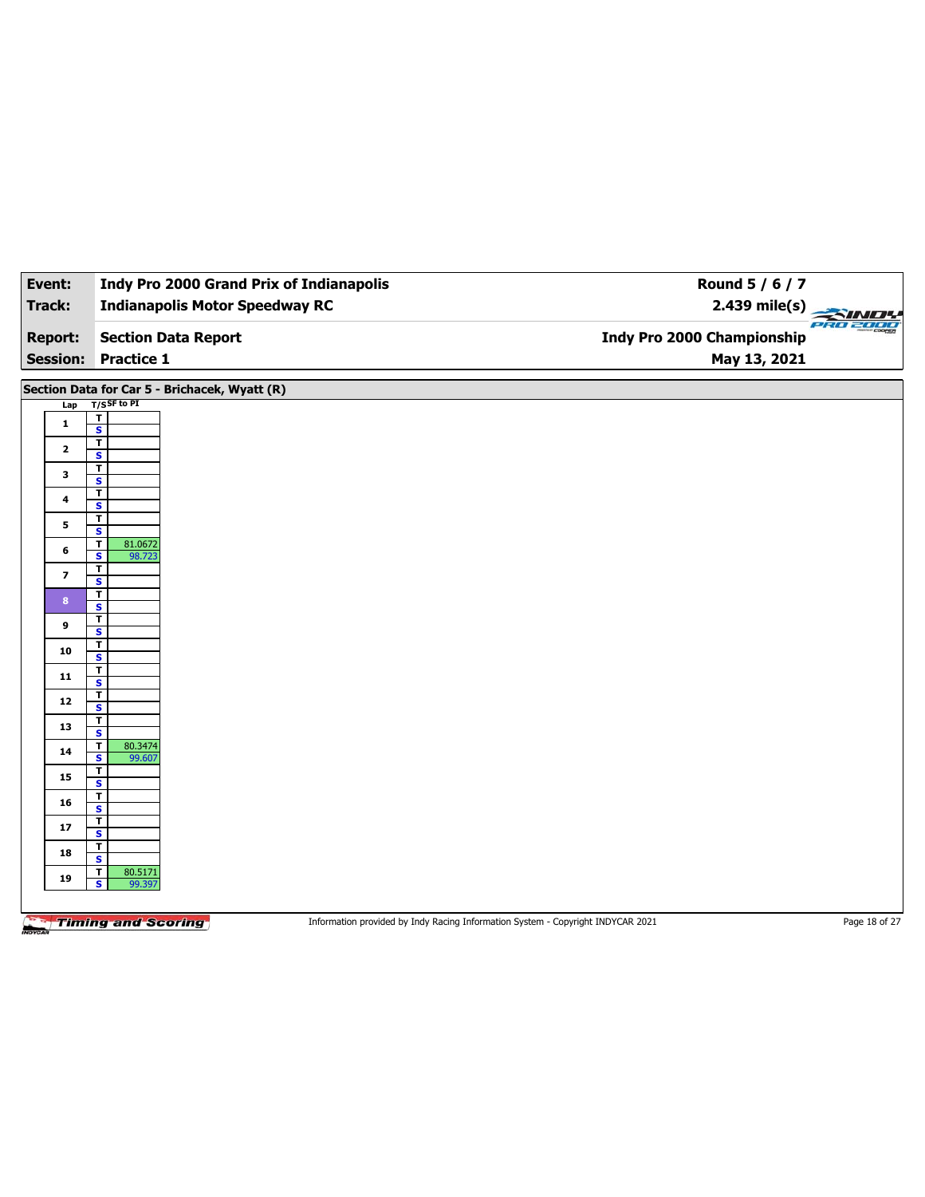| **Event:** | **Indy Pro 2000 Grand Prix of Indianapolis** | **Round 5 / 6 / 7** |
|---|---|---|
| **Track:** | **Indianapolis Motor Speedway RC** | **2.439 mile(s)** |
| **Report:** | **Section Data Report** | **Indy Pro 2000 Championship** |
| **Session:** | **Practice 1** | **May 13, 2021** |

**Section Data for Car 5 - Brichacek, Wyatt (R)**

| Lap | T/S | SF to PI |
|---|---|---|
| 1 | T | |
| | S | |
| 2 | T | |
| | S | |
| 3 | T | |
| | S | |
| 4 | T | |
| | S | |
| 5 | T | |
| | S | |
| 6 | T | 81.0672 |
| | S | 98.723 |
| 7 | T | |
| | S | |
| 8 | T | |
| | S | |
| 9 | T | |
| | S | |
| 10 | T | |
| | S | |
| 11 | T | |
| | S | |
| 12 | T | |
| | S | |
| 13 | T | |
| | S | |
| 14 | T | 80.3474 |
| | S | 99.607 |
| 15 | T | |
| | S | |
| 16 | T | |
| | S | |
| 17 | T | |
| | S | |
| 18 | T | |
| | S | |
| 19 | T | 80.5171 |
| | S | 99.397 |

Information provided by Indy Racing Information System - Copyright INDYCAR 2021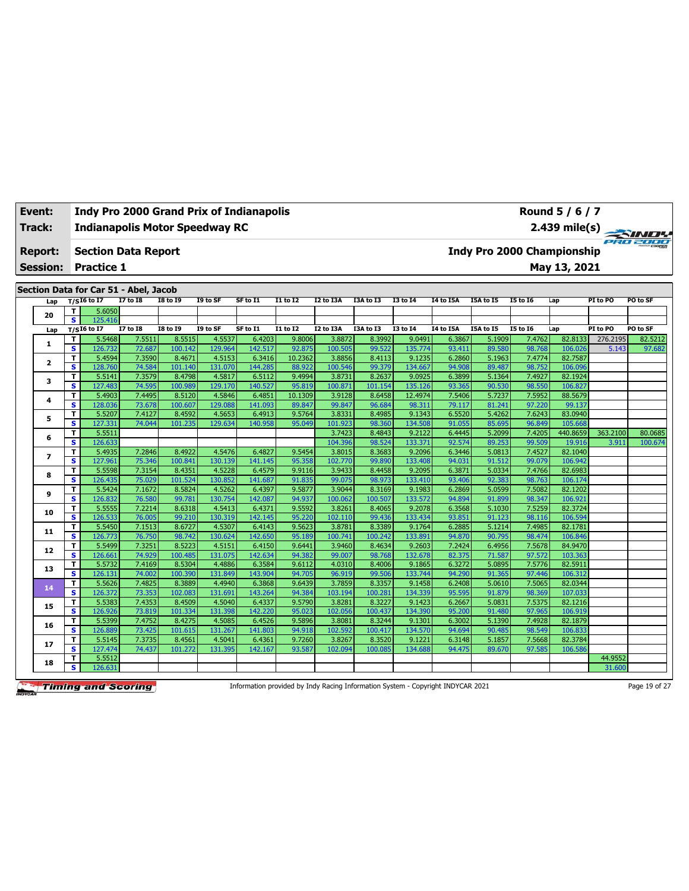| Event: | Indy Pro 2000 Grand Prix of Indianapolis | Round 5 / 6 / 7 |
|---|---|---|
| Track: | Indianapolis Motor Speedway RC | 2.439 mile(s) |
| Report: | Section Data Report | Indy Pro 2000 Championship |
| Session: | Practice 1 | May 13, 2021 |

## Section Data for Car 51 - Abel, Jacob

| Lap | T/S | I6 to I7 | I7 to I8 | I8 to I9 | I9 to SF | SF to I1 | I1 to I2 | I2 to I3A | I3A to I3 | I3 to I4 | I4 to I5A | I5A to I5 | I5 to I6 | Lap | PI to PO | PO to SF |
|---|---|---|---|---|---|---|---|---|---|---|---|---|---|---|---|---|
| 20 | T | 5.6050 | | | | | | | | | | | | | | |
| | S | 125.416 | | | | | | | | | | | | | | |
| 1 | T | 5.5468 | 7.5511 | 8.5515 | 4.5537 | 6.4203 | 9.8006 | 3.8872 | 8.3992 | 9.0491 | 6.3867 | 5.1909 | 7.4762 | 82.8133 | 276.2195 | 82.5212 |
| | S | 126.732 | 72.687 | 100.142 | 129.964 | 142.517 | 92.875 | 100.505 | 99.522 | 135.774 | 93.411 | 89.580 | 98.768 | 106.026 | 5.143 | 97.682 |
| 2 | T | 5.4594 | 7.3590 | 8.4671 | 4.5153 | 6.3416 | 10.2362 | 3.8856 | 8.4113 | 9.1235 | 6.2860 | 5.1963 | 7.4774 | 82.7587 | | |
| | S | 128.760 | 74.584 | 101.140 | 131.070 | 144.285 | 88.922 | 100.546 | 99.379 | 134.667 | 94.908 | 89.487 | 98.752 | 106.096 | | |
| 3 | T | 5.5141 | 7.3579 | 8.4798 | 4.5817 | 6.5112 | 9.4994 | 3.8731 | 8.2637 | 9.0925 | 6.3899 | 5.1364 | 7.4927 | 82.1924 | | |
| | S | 127.483 | 74.595 | 100.989 | 129.170 | 140.527 | 95.819 | 100.871 | 101.154 | 135.126 | 93.365 | 90.530 | 98.550 | 106.827 | | |
| 4 | T | 5.4903 | 7.4495 | 8.5120 | 4.5846 | 6.4851 | 10.1309 | 3.9128 | 8.6458 | 12.4974 | 7.5406 | 5.7237 | 7.5952 | 88.5679 | | |
| | S | 128.036 | 73.678 | 100.607 | 129.088 | 141.093 | 89.847 | 99.847 | 96.684 | 98.311 | 79.117 | 81.241 | 97.220 | 99.137 | | |
| 5 | T | 5.5207 | 7.4127 | 8.4592 | 4.5653 | 6.4913 | 9.5764 | 3.8331 | 8.4985 | 9.1343 | 6.5520 | 5.4262 | 7.6243 | 83.0940 | | |
| | S | 127.331 | 74.044 | 101.235 | 129.634 | 140.958 | 95.049 | 101.923 | 98.360 | 134.508 | 91.055 | 85.695 | 96.849 | 105.668 | | |
| 6 | T | 5.5511 | | | | | | 3.7423 | 8.4843 | 9.2122 | 6.4445 | 5.2099 | 7.4205 | 440.8659 | 363.2100 | 80.0685 |
| | S | 126.633 | | | | | | 104.396 | 98.524 | 133.371 | 92.574 | 89.253 | 99.509 | 19.916 | 3.911 | 100.674 |
| 7 | T | 5.4935 | 7.2846 | 8.4922 | 4.5476 | 6.4827 | 9.5454 | 3.8015 | 8.3683 | 9.2096 | 6.3446 | 5.0813 | 7.4527 | 82.1040 | | |
| | S | 127.961 | 75.346 | 100.841 | 130.139 | 141.145 | 95.358 | 102.770 | 99.890 | 133.408 | 94.031 | 91.512 | 99.079 | 106.942 | | |
| 8 | T | 5.5598 | 7.3154 | 8.4351 | 4.5228 | 6.4579 | 9.9116 | 3.9433 | 8.4458 | 9.2095 | 6.3871 | 5.0334 | 7.4766 | 82.6983 | | |
| | S | 126.435 | 75.029 | 101.524 | 130.852 | 141.687 | 91.835 | 99.075 | 98.973 | 133.410 | 93.406 | 92.383 | 98.763 | 106.174 | | |
| 9 | T | 5.5424 | 7.1672 | 8.5824 | 4.5262 | 6.4397 | 9.5877 | 3.9044 | 8.3169 | 9.1983 | 6.2869 | 5.0599 | 7.5082 | 82.1202 | | |
| | S | 126.832 | 76.580 | 99.781 | 130.754 | 142.087 | 94.937 | 100.062 | 100.507 | 133.572 | 94.894 | 91.899 | 98.347 | 106.921 | | |
| 10 | T | 5.5555 | 7.2214 | 8.6318 | 4.5413 | 6.4371 | 9.5592 | 3.8261 | 8.4065 | 9.2078 | 6.3568 | 5.1030 | 7.5259 | 82.3724 | | |
| | S | 126.533 | 76.005 | 99.210 | 130.319 | 142.145 | 95.220 | 102.110 | 99.436 | 133.434 | 93.851 | 91.123 | 98.116 | 106.594 | | |
| 11 | T | 5.5450 | 7.1513 | 8.6727 | 4.5307 | 6.4143 | 9.5623 | 3.8781 | 8.3389 | 9.1764 | 6.2885 | 5.1214 | 7.4985 | 82.1781 | | |
| | S | 126.773 | 76.750 | 98.742 | 130.624 | 142.650 | 95.189 | 100.741 | 100.242 | 133.891 | 94.870 | 90.795 | 98.474 | 106.846 | | |
| 12 | T | 5.5499 | 7.3251 | 8.5223 | 4.5151 | 6.4150 | 9.6441 | 3.9460 | 8.4634 | 9.2603 | 7.2424 | 6.4956 | 7.5678 | 84.9470 | | |
| | S | 126.661 | 74.929 | 100.485 | 131.075 | 142.634 | 94.382 | 99.007 | 98.768 | 132.678 | 82.375 | 71.587 | 97.572 | 103.363 | | |
| 13 | T | 5.5732 | 7.4169 | 8.5304 | 4.4886 | 6.3584 | 9.6112 | 4.0310 | 8.4006 | 9.1865 | 6.3272 | 5.0895 | 7.5776 | 82.5911 | | |
| | S | 126.131 | 74.002 | 100.390 | 131.849 | 143.904 | 94.705 | 96.919 | 99.506 | 133.744 | 94.290 | 91.365 | 97.446 | 106.312 | | |
| 14 | T | 5.5626 | 7.4825 | 8.3889 | 4.4940 | 6.3868 | 9.6439 | 3.7859 | 8.3357 | 9.1458 | 6.2408 | 5.0610 | 7.5065 | 82.0344 | | |
| | S | 126.372 | 73.353 | 102.083 | 131.691 | 143.264 | 94.384 | 103.194 | 100.281 | 134.339 | 95.595 | 91.879 | 98.369 | 107.033 | | |
| 15 | T | 5.5383 | 7.4353 | 8.4509 | 4.5040 | 6.4337 | 9.5790 | 3.8281 | 8.3227 | 9.1423 | 6.2667 | 5.0831 | 7.5375 | 82.1216 | | |
| | S | 126.926 | 73.819 | 101.334 | 131.398 | 142.220 | 95.023 | 102.056 | 100.437 | 134.390 | 95.200 | 91.480 | 97.965 | 106.919 | | |
| 16 | T | 5.5399 | 7.4752 | 8.4275 | 4.5085 | 6.4526 | 9.5896 | 3.8081 | 8.3244 | 9.1301 | 6.3002 | 5.1390 | 7.4928 | 82.1879 | | |
| | S | 126.889 | 73.425 | 101.615 | 131.267 | 141.803 | 94.918 | 102.592 | 100.417 | 134.570 | 94.694 | 90.485 | 98.549 | 106.833 | | |
| 17 | T | 5.5145 | 7.3735 | 8.4561 | 4.5041 | 6.4361 | 9.7260 | 3.8267 | 8.3520 | 9.1221 | 6.3148 | 5.1857 | 7.5668 | 82.3784 | | |
| | S | 127.474 | 74.437 | 101.272 | 131.395 | 142.167 | 93.587 | 102.094 | 100.085 | 134.688 | 94.475 | 89.670 | 97.585 | 106.586 | | |
| 18 | T | 5.5512 | | | | | | | | | | | | | 44.9552 | |
| | S | 126.631 | | | | | | | | | | | | | 31.600 | |

Information provided by Indy Racing Information System - Copyright INDYCAR 2021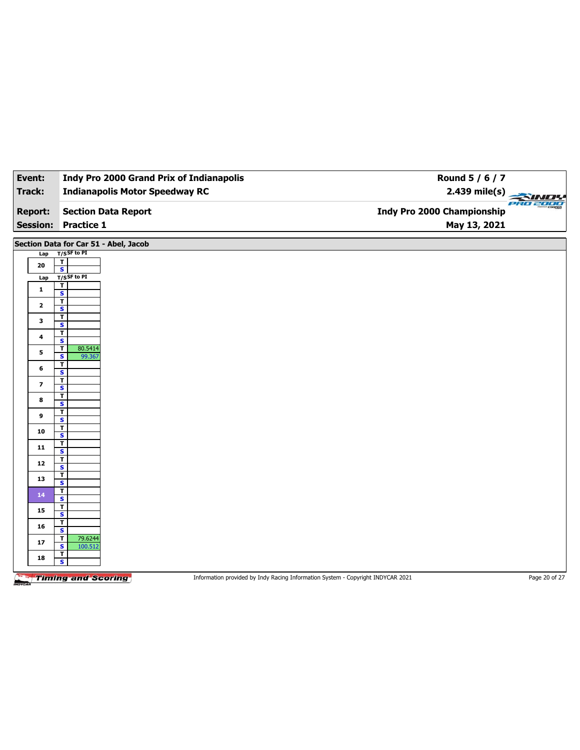| Event: | Indy Pro 2000 Grand Prix of Indianapolis | Round 5 / 6 / 7 |
|---|---|---|
| Track: | Indianapolis Motor Speedway RC | 2.439 mile(s) |
| Report: | Section Data Report | Indy Pro 2000 Championship |
| Session: | Practice 1 | May 13, 2021 |

## Section Data for Car 51 - Abel, Jacob

| Lap | T/S | SF to PI |
|---|---|---|
| 20 | T | |
| | S | |

| Lap | T/S | SF to PI |
|---|---|---|
| 1 | T | |
| | S | |
| 2 | T | |
| | S | |
| 3 | T | |
| | S | |
| 4 | T | |
| | S | |
| 5 | T | 80.5414 |
| | S | 99.367 |
| 6 | T | |
| | S | |
| 7 | T | |
| | S | |
| 8 | T | |
| | S | |
| 9 | T | |
| | S | |
| 10 | T | |
| | S | |
| 11 | T | |
| | S | |
| 12 | T | |
| | S | |
| 13 | T | |
| | S | |
| 14 | T | |
| | S | |
| 15 | T | |
| | S | |
| 16 | T | |
| | S | |
| 17 | T | 79.6244 |
| | S | 100.512 |
| 18 | T | |
| | S | |

Information provided by Indy Racing Information System - Copyright INDYCAR 2021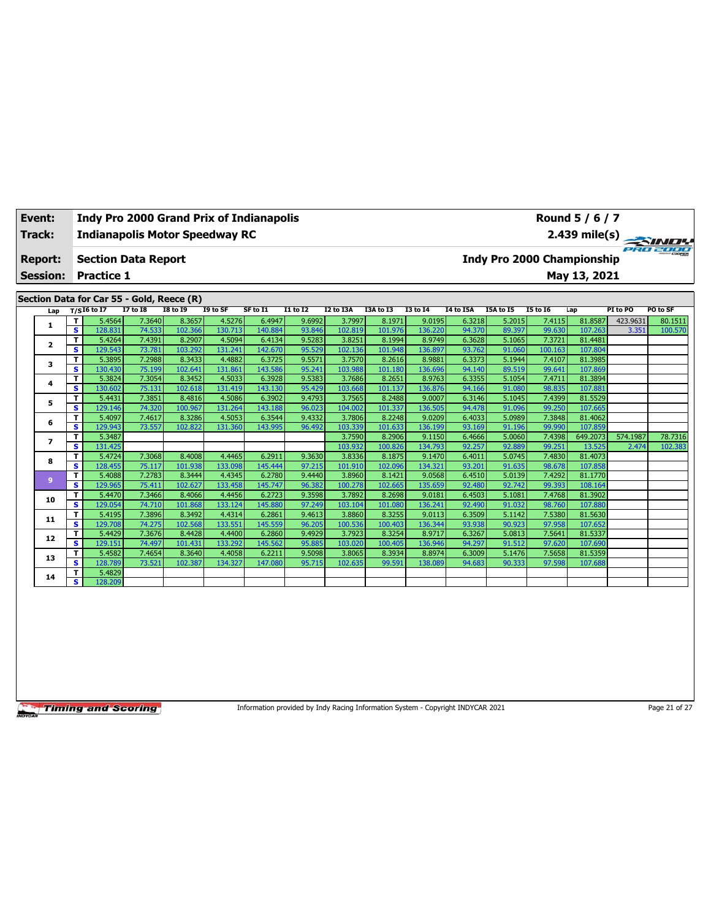| **Event:** | **Indy Pro 2000 Grand Prix of Indianapolis** | **Round 5 / 6 / 7** |
|---|---|---|
| **Track:** | **Indianapolis Motor Speedway RC** | **2.439 mile(s)** |
| **Report:** | **Section Data Report** | **Indy Pro 2000 Championship** |
| **Session:** | **Practice 1** | **May 13, 2021** |

## Section Data for Car 55 - Gold, Reece (R)

| Lap | T/S | I6 to I7 | I7 to I8 | I8 to I9 | I9 to SF | SF to I1 | I1 to I2 | I2 to I3A | I3A to I3 | I3 to I4 | I4 to I5A | I5A to I5 | I5 to I6 | Lap | PI to PO | PO to SF |
|---|---|---|---|---|---|---|---|---|---|---|---|---|---|---|---|---|
| 1 | T | 5.4564 | 7.3640 | 8.3657 | 4.5276 | 6.4947 | 9.6992 | 3.7997 | 8.1971 | 9.0195 | 6.3218 | 5.2015 | 7.4115 | 81.8587 | 423.9631 | 80.1511 |
| | S | 128.831 | 74.533 | 102.366 | 130.713 | 140.884 | 93.846 | 102.819 | 101.976 | 136.220 | 94.370 | 89.397 | 99.630 | 107.263 | 3.351 | 100.570 |
| 2 | T | 5.4264 | 7.4391 | 8.2907 | 4.5094 | 6.4134 | 9.5283 | 3.8251 | 8.1994 | 8.9749 | 6.3628 | 5.1065 | 7.3721 | 81.4481 | | |
| | S | 129.543 | 73.781 | 103.292 | 131.241 | 142.670 | 95.529 | 102.136 | 101.948 | 136.897 | 93.762 | 91.060 | 100.163 | 107.804 | | |
| 3 | T | 5.3895 | 7.2988 | 8.3433 | 4.4882 | 6.3725 | 9.5571 | 3.7570 | 8.2616 | 8.9881 | 6.3373 | 5.1944 | 7.4107 | 81.3985 | | |
| | S | 130.430 | 75.199 | 102.641 | 131.861 | 143.586 | 95.241 | 103.988 | 101.180 | 136.696 | 94.140 | 89.519 | 99.641 | 107.869 | | |
| 4 | T | 5.3824 | 7.3054 | 8.3452 | 4.5033 | 6.3928 | 9.5383 | 3.7686 | 8.2651 | 8.9763 | 6.3355 | 5.1054 | 7.4711 | 81.3894 | | |
| | S | 130.602 | 75.131 | 102.618 | 131.419 | 143.130 | 95.429 | 103.668 | 101.137 | 136.876 | 94.166 | 91.080 | 98.835 | 107.881 | | |
| 5 | T | 5.4431 | 7.3851 | 8.4816 | 4.5086 | 6.3902 | 9.4793 | 3.7565 | 8.2488 | 9.0007 | 6.3146 | 5.1045 | 7.4399 | 81.5529 | | |
| | S | 129.146 | 74.320 | 100.967 | 131.264 | 143.188 | 96.023 | 104.002 | 101.337 | 136.505 | 94.478 | 91.096 | 99.250 | 107.665 | | |
| 6 | T | 5.4097 | 7.4617 | 8.3286 | 4.5053 | 6.3544 | 9.4332 | 3.7806 | 8.2248 | 9.0209 | 6.4033 | 5.0989 | 7.3848 | 81.4062 | | |
| | S | 129.943 | 73.557 | 102.822 | 131.360 | 143.995 | 96.492 | 103.339 | 101.633 | 136.199 | 93.169 | 91.196 | 99.990 | 107.859 | | |
| 7 | T | 5.3487 | | | | | | 3.7590 | 8.2906 | 9.1150 | 6.4666 | 5.0060 | 7.4398 | 649.2073 | 574.1987 | 78.7316 |
| | S | 131.425 | | | | | | 103.932 | 100.826 | 134.793 | 92.257 | 92.889 | 99.251 | 13.525 | 2.474 | 102.383 |
| 8 | T | 5.4724 | 7.3068 | 8.4008 | 4.4465 | 6.2911 | 9.3630 | 3.8336 | 8.1875 | 9.1470 | 6.4011 | 5.0745 | 7.4830 | 81.4073 | | |
| | S | 128.455 | 75.117 | 101.938 | 133.098 | 145.444 | 97.215 | 101.910 | 102.096 | 134.321 | 93.201 | 91.635 | 98.678 | 107.858 | | |
| 9 | T | 5.4088 | 7.2783 | 8.3444 | 4.4345 | 6.2780 | 9.4440 | 3.8960 | 8.1421 | 9.0568 | 6.4510 | 5.0139 | 7.4292 | 81.1770 | | |
| | S | 129.965 | 75.411 | 102.627 | 133.458 | 145.747 | 96.382 | 100.278 | 102.665 | 135.659 | 92.480 | 92.742 | 99.393 | 108.164 | | |
| 10 | T | 5.4470 | 7.3466 | 8.4066 | 4.4456 | 6.2723 | 9.3598 | 3.7892 | 8.2698 | 9.0181 | 6.4503 | 5.1081 | 7.4768 | 81.3902 | | |
| | S | 129.054 | 74.710 | 101.868 | 133.124 | 145.880 | 97.249 | 103.104 | 101.080 | 136.241 | 92.490 | 91.032 | 98.760 | 107.880 | | |
| 11 | T | 5.4195 | 7.3896 | 8.3492 | 4.4314 | 6.2861 | 9.4613 | 3.8860 | 8.3255 | 9.0113 | 6.3509 | 5.1142 | 7.5380 | 81.5630 | | |
| | S | 129.708 | 74.275 | 102.568 | 133.551 | 145.559 | 96.205 | 100.536 | 100.403 | 136.344 | 93.938 | 90.923 | 97.958 | 107.652 | | |
| 12 | T | 5.4429 | 7.3676 | 8.4428 | 4.4400 | 6.2860 | 9.4929 | 3.7923 | 8.3254 | 8.9717 | 6.3267 | 5.0813 | 7.5641 | 81.5337 | | |
| | S | 129.151 | 74.497 | 101.431 | 133.292 | 145.562 | 95.885 | 103.020 | 100.405 | 136.946 | 94.297 | 91.512 | 97.620 | 107.690 | | |
| 13 | T | 5.4582 | 7.4654 | 8.3640 | 4.4058 | 6.2211 | 9.5098 | 3.8065 | 8.3934 | 8.8974 | 6.3009 | 5.1476 | 7.5658 | 81.5359 | | |
| | S | 128.789 | 73.521 | 102.387 | 134.327 | 147.080 | 95.715 | 102.635 | 99.591 | 138.089 | 94.683 | 90.333 | 97.598 | 107.688 | | |
| 14 | T | 5.4829 | | | | | | | | | | | | | | |
| | S | 128.209 | | | | | | | | | | | | | | |

Information provided by Indy Racing Information System - Copyright INDYCAR 2021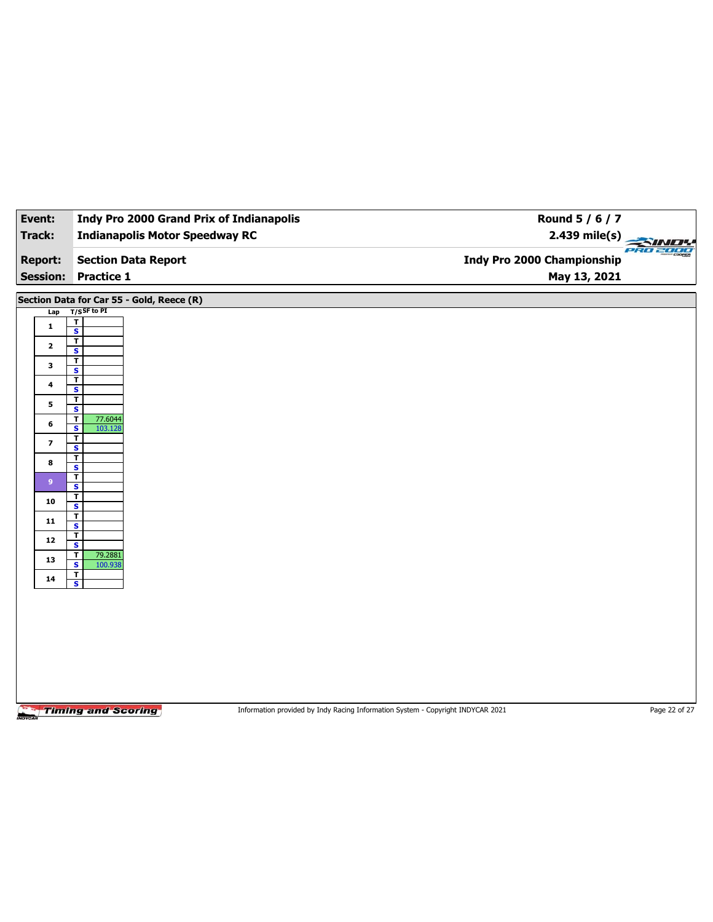| Event: | Indy Pro 2000 Grand Prix of Indianapolis | Round 5 / 6 / 7 |
|---|---|---|
| Track: | Indianapolis Motor Speedway RC | 2.439 mile(s) |
| Report: | Section Data Report | Indy Pro 2000 Championship |
| Session: | Practice 1 | May 13, 2021 |

## Section Data for Car 55 - Gold, Reece (R)

| Lap | T/S | SF to PI |
|---|---|---|
| 1 | T | |
| | S | |
| 2 | T | |
| | S | |
| 3 | T | |
| | S | |
| 4 | T | |
| | S | |
| 5 | T | |
| | S | |
| 6 | T | 77.6044 |
| | S | 103.128 |
| 7 | T | |
| | S | |
| 8 | T | |
| | S | |
| 9 | T | |
| | S | |
| 10 | T | |
| | S | |
| 11 | T | |
| | S | |
| 12 | T | |
| | S | |
| 13 | T | 79.2881 |
| | S | 100.938 |
| 14 | T | |
| | S | |

Information provided by Indy Racing Information System - Copyright INDYCAR 2021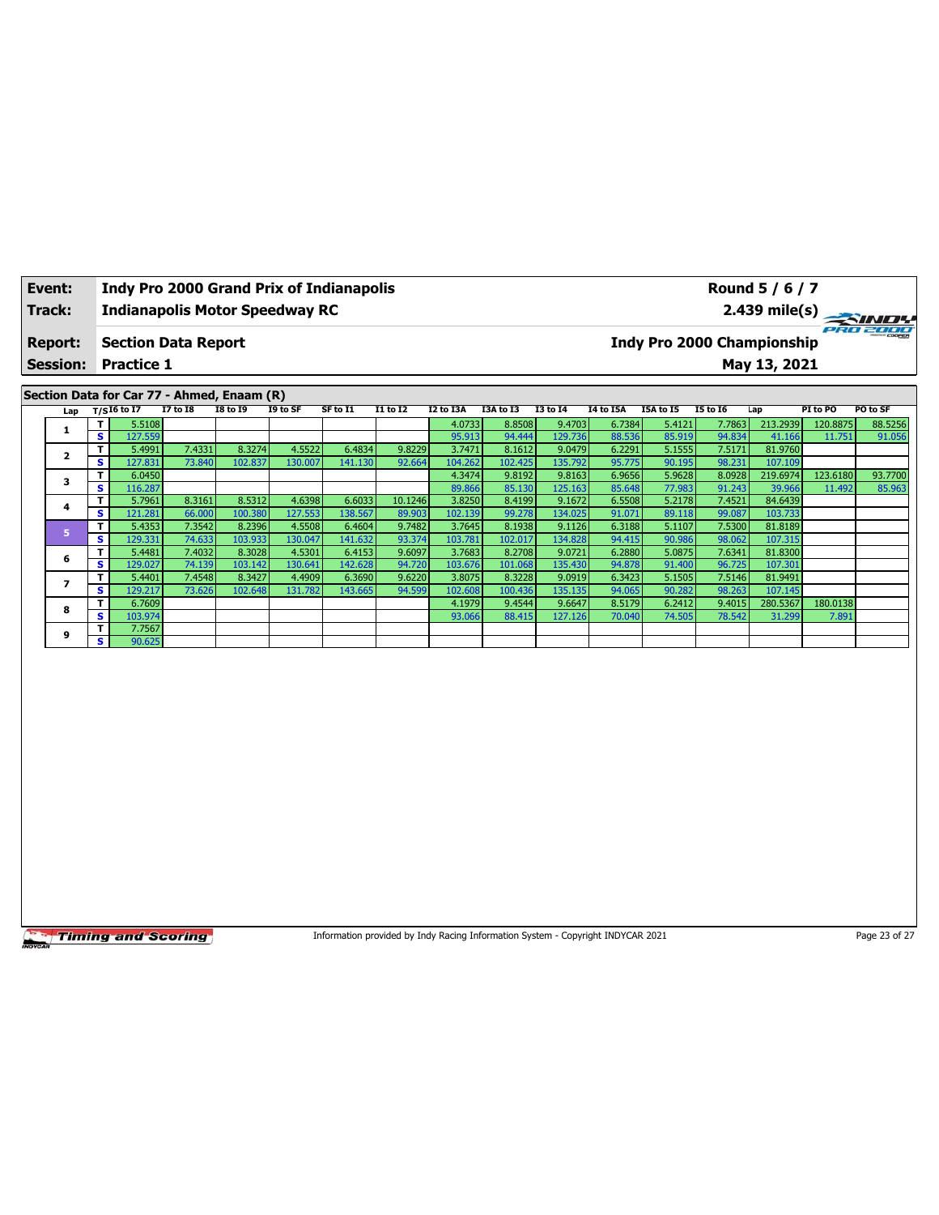| Event: | Indy Pro 2000 Grand Prix of Indianapolis | Round 5 / 6 / 7 |
|---|---|---|
| Track: | Indianapolis Motor Speedway RC | 2.439 mile(s) |
| Report: | Section Data Report | Indy Pro 2000 Championship |
| Session: | Practice 1 | May 13, 2021 |

## Section Data for Car 77 - Ahmed, Enaam (R)

| Lap | T/S | I6 to I7 | I7 to I8 | I8 to I9 | I9 to SF | SF to I1 | I1 to I2 | I2 to I3A | I3A to I3 | I3 to I4 | I4 to I5A | I5A to I5 | I5 to I6 | Lap | PI to PO | PO to SF |
|---|---|---|---|---|---|---|---|---|---|---|---|---|---|---|---|---|
| 1 | T | 5.5108 | | | | | | 4.0733 | 8.8508 | 9.4703 | 6.7384 | 5.4121 | 7.7863 | 213.2939 | 120.8875 | 88.5256 |
| | S | 127.559 | | | | | | 95.913 | 94.444 | 129.736 | 88.536 | 85.919 | 94.834 | 41.166 | 11.751 | 91.056 |
| 2 | T | 5.4991 | 7.4331 | 8.3274 | 4.5522 | 6.4834 | 9.8229 | 3.7471 | 8.1612 | 9.0479 | 6.2291 | 5.1555 | 7.5171 | 81.9760 | | |
| | S | 127.831 | 73.840 | 102.837 | 130.007 | 141.130 | 92.664 | 104.262 | 102.425 | 135.792 | 95.775 | 90.195 | 98.231 | 107.109 | | |
| 3 | T | 6.0450 | | | | | | 4.3474 | 9.8192 | 9.8163 | 6.9656 | 5.9628 | 8.0928 | 219.6974 | 123.6180 | 93.7700 |
| | S | 116.287 | | | | | | 89.866 | 85.130 | 125.163 | 85.648 | 77.983 | 91.243 | 39.966 | 11.492 | 85.963 |
| 4 | T | 5.7961 | 8.3161 | 8.5312 | 4.6398 | 6.6033 | 10.1246 | 3.8250 | 8.4199 | 9.1672 | 6.5508 | 5.2178 | 7.4521 | 84.6439 | | |
| | S | 121.281 | 66.000 | 100.380 | 127.553 | 138.567 | 89.903 | 102.139 | 99.278 | 134.025 | 91.071 | 89.118 | 99.087 | 103.733 | | |
| 5 | T | 5.4353 | 7.3542 | 8.2396 | 4.5508 | 6.4604 | 9.7482 | 3.7645 | 8.1938 | 9.1126 | 6.3188 | 5.1107 | 7.5300 | 81.8189 | | |
| | S | 129.331 | 74.633 | 103.933 | 130.047 | 141.632 | 93.374 | 103.781 | 102.017 | 134.828 | 94.415 | 90.986 | 98.062 | 107.315 | | |
| 6 | T | 5.4481 | 7.4032 | 8.3028 | 4.5301 | 6.4153 | 9.6097 | 3.7683 | 8.2708 | 9.0721 | 6.2880 | 5.0875 | 7.6341 | 81.8300 | | |
| | S | 129.027 | 74.139 | 103.142 | 130.641 | 142.628 | 94.720 | 103.676 | 101.068 | 135.430 | 94.878 | 91.400 | 96.725 | 107.301 | | |
| 7 | T | 5.4401 | 7.4548 | 8.3427 | 4.4909 | 6.3690 | 9.6220 | 3.8075 | 8.3228 | 9.0919 | 6.3423 | 5.1505 | 7.5146 | 81.9491 | | |
| | S | 129.217 | 73.626 | 102.648 | 131.782 | 143.665 | 94.599 | 102.608 | 100.436 | 135.135 | 94.065 | 90.282 | 98.263 | 107.145 | | |
| 8 | T | 6.7609 | | | | | | 4.1979 | 9.4544 | 9.6647 | 8.5179 | 6.2412 | 9.4015 | 280.5367 | 180.0138 | |
| | S | 103.974 | | | | | | 93.066 | 88.415 | 127.126 | 70.040 | 74.505 | 78.542 | 31.299 | 7.891 | |
| 9 | T | 7.7567 | | | | | | | | | | | | | | |
| | S | 90.625 | | | | | | | | | | | | | | |

Information provided by Indy Racing Information System - Copyright INDYCAR 2021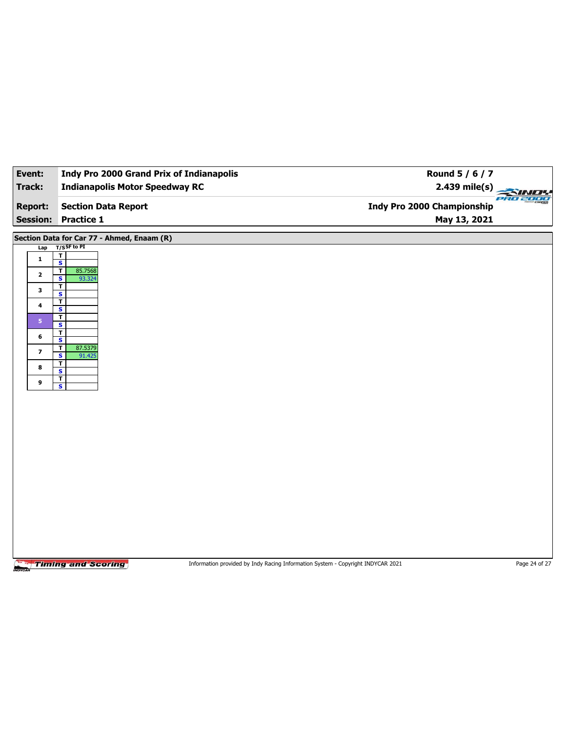| **Event:** | **Indy Pro 2000 Grand Prix of Indianapolis** | **Round 5 / 6 / 7** |
|---|---|---|
| **Track:** | **Indianapolis Motor Speedway RC** | **2.439 mile(s)** |
| **Report:** | **Section Data Report** | **Indy Pro 2000 Championship** |
| **Session:** | **Practice 1** | **May 13, 2021** |

## Section Data for Car 77 - Ahmed, Enaam (R)

| Lap | T/S | SF to PI |
|---|---|---|
| 1 | T | |
| | S | |
| 2 | T | 85.7568 |
| | S | 93.324 |
| 3 | T | |
| | S | |
| 4 | T | |
| | S | |
| 5 | T | |
| | S | |
| 6 | T | |
| | S | |
| 7 | T | 87.5379 |
| | S | 91.425 |
| 8 | T | |
| | S | |
| 9 | T | |
| | S | |

Information provided by Indy Racing Information System - Copyright INDYCAR 2021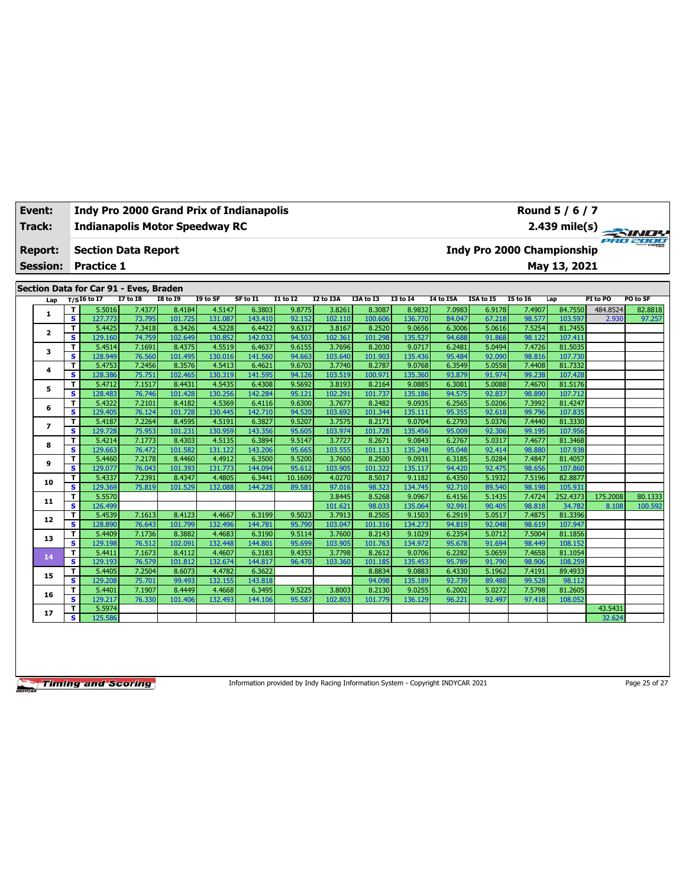| **Event:** | **Indy Pro 2000 Grand Prix of Indianapolis** | **Round 5 / 6 / 7** |
|---|---|---|
| **Track:** | **Indianapolis Motor Speedway RC** | **2.439 mile(s)** |
| **Report:** | **Section Data Report** | **Indy Pro 2000 Championship** |
| **Session:** | **Practice 1** | **May 13, 2021** |

## Section Data for Car 91 - Eves, Braden

| Lap | T/S | I6 to I7 | I7 to I8 | I8 to I9 | I9 to SF | SF to I1 | I1 to I2 | I2 to I3A | I3A to I3 | I3 to I4 | I4 to I5A | I5A to I5 | I5 to I6 | Lap | PI to PO | PO to SF |
|---|---|---|---|---|---|---|---|---|---|---|---|---|---|---|---|---|
| 1 | T | 5.5016 | 7.4377 | 8.4184 | 4.5147 | 6.3803 | 9.8775 | 3.8261 | 8.3087 | 8.9832 | 7.0983 | 6.9178 | 7.4907 | 84.7550 | 484.8524 | 82.8818 |
| | S | 127.773 | 73.795 | 101.725 | 131.087 | 143.410 | 92.152 | 102.110 | 100.606 | 136.770 | 84.047 | 67.218 | 98.577 | 103.597 | 2.930 | 97.257 |
| 2 | T | 5.4425 | 7.3418 | 8.3426 | 4.5228 | 6.4422 | 9.6317 | 3.8167 | 8.2520 | 9.0656 | 6.3006 | 5.0616 | 7.5254 | 81.7455 | | |
| | S | 129.160 | 74.759 | 102.649 | 130.852 | 142.032 | 94.503 | 102.361 | 101.298 | 135.527 | 94.688 | 91.868 | 98.122 | 107.411 | | |
| 3 | T | 5.4514 | 7.1691 | 8.4375 | 4.5519 | 6.4637 | 9.6155 | 3.7696 | 8.2030 | 9.0717 | 6.2481 | 5.0494 | 7.4726 | 81.5035 | | |
| | S | 128.949 | 76.560 | 101.495 | 130.016 | 141.560 | 94.663 | 103.640 | 101.903 | 135.436 | 95.484 | 92.090 | 98.816 | 107.730 | | |
| 4 | T | 5.4753 | 7.2456 | 8.3576 | 4.5413 | 6.4621 | 9.6703 | 3.7740 | 8.2787 | 9.0768 | 6.3549 | 5.0558 | 7.4408 | 81.7332 | | |
| | S | 128.386 | 75.751 | 102.465 | 130.319 | 141.595 | 94.126 | 103.519 | 100.971 | 135.360 | 93.879 | 91.974 | 99.238 | 107.428 | | |
| 5 | T | 5.4712 | 7.1517 | 8.4431 | 4.5435 | 6.4308 | 9.5692 | 3.8193 | 8.2164 | 9.0885 | 6.3081 | 5.0088 | 7.4670 | 81.5176 | | |
| | S | 128.483 | 76.746 | 101.428 | 130.256 | 142.284 | 95.121 | 102.291 | 101.737 | 135.186 | 94.575 | 92.837 | 98.890 | 107.712 | | |
| 6 | T | 5.4322 | 7.2101 | 8.4182 | 4.5369 | 6.4116 | 9.6300 | 3.7677 | 8.2482 | 9.0935 | 6.2565 | 5.0206 | 7.3992 | 81.4247 | | |
| | S | 129.405 | 76.124 | 101.728 | 130.445 | 142.710 | 94.520 | 103.692 | 101.344 | 135.111 | 95.355 | 92.618 | 99.796 | 107.835 | | |
| 7 | T | 5.4187 | 7.2264 | 8.4595 | 4.5191 | 6.3827 | 9.5207 | 3.7575 | 8.2171 | 9.0704 | 6.2793 | 5.0376 | 7.4440 | 81.3330 | | |
| | S | 129.728 | 75.953 | 101.231 | 130.959 | 143.356 | 95.605 | 103.974 | 101.728 | 135.456 | 95.009 | 92.306 | 99.195 | 107.956 | | |
| 8 | T | 5.4214 | 7.1773 | 8.4303 | 4.5135 | 6.3894 | 9.5147 | 3.7727 | 8.2671 | 9.0843 | 6.2767 | 5.0317 | 7.4677 | 81.3468 | | |
| | S | 129.663 | 76.472 | 101.582 | 131.122 | 143.206 | 95.665 | 103.555 | 101.113 | 135.248 | 95.048 | 92.414 | 98.880 | 107.938 | | |
| 9 | T | 5.4460 | 7.2178 | 8.4460 | 4.4912 | 6.3500 | 9.5200 | 3.7600 | 8.2500 | 9.0931 | 6.3185 | 5.0284 | 7.4847 | 81.4057 | | |
| | S | 129.077 | 76.043 | 101.393 | 131.773 | 144.094 | 95.612 | 103.905 | 101.322 | 135.117 | 94.420 | 92.475 | 98.656 | 107.860 | | |
| 10 | T | 5.4337 | 7.2391 | 8.4347 | 4.4805 | 6.3441 | 10.1609 | 4.0270 | 8.5017 | 9.1182 | 6.4350 | 5.1932 | 7.5196 | 82.8877 | | |
| | S | 129.369 | 75.819 | 101.529 | 132.088 | 144.228 | 89.581 | 97.016 | 98.323 | 134.745 | 92.710 | 89.540 | 98.198 | 105.931 | | |
| 11 | T | 5.5570 | | | | | | 3.8445 | 8.5268 | 9.0967 | 6.4156 | 5.1435 | 7.4724 | 252.4373 | 175.2008 | 80.1333 |
| | S | 126.499 | | | | | | 101.621 | 98.033 | 135.064 | 92.991 | 90.405 | 98.818 | 34.782 | 8.108 | 100.592 |
| 12 | T | 5.4539 | 7.1613 | 8.4123 | 4.4667 | 6.3199 | 9.5023 | 3.7913 | 8.2505 | 9.1503 | 6.2919 | 5.0517 | 7.4875 | 81.3396 | | |
| | S | 128.890 | 76.643 | 101.799 | 132.496 | 144.781 | 95.790 | 103.047 | 101.316 | 134.273 | 94.819 | 92.048 | 98.619 | 107.947 | | |
| 13 | T | 5.4409 | 7.1736 | 8.3882 | 4.4683 | 6.3190 | 9.5114 | 3.7600 | 8.2143 | 9.1029 | 6.2354 | 5.0712 | 7.5004 | 81.1856 | | |
| | S | 129.198 | 76.512 | 102.091 | 132.448 | 144.801 | 95.699 | 103.905 | 101.763 | 134.972 | 95.678 | 91.694 | 98.449 | 108.152 | | |
| 14 | T | 5.4411 | 7.1673 | 8.4112 | 4.4607 | 6.3183 | 9.4353 | 3.7798 | 8.2612 | 9.0706 | 6.2282 | 5.0659 | 7.4658 | 81.1054 | | |
| | S | 129.193 | 76.579 | 101.812 | 132.674 | 144.817 | 96.470 | 103.360 | 101.185 | 135.453 | 95.789 | 91.790 | 98.906 | 108.259 | | |
| 15 | T | 5.4405 | 7.2504 | 8.6073 | 4.4782 | 6.3622 | | | 8.8834 | 9.0883 | 6.4330 | 5.1962 | 7.4191 | 89.4933 | | |
| | S | 129.208 | 75.701 | 99.493 | 132.155 | 143.818 | | | 94.098 | 135.189 | 92.739 | 89.488 | 99.528 | 98.112 | | |
| 16 | T | 5.4401 | 7.1907 | 8.4449 | 4.4668 | 6.3495 | 9.5225 | 3.8003 | 8.2130 | 9.0255 | 6.2002 | 5.0272 | 7.5798 | 81.2605 | | |
| | S | 129.217 | 76.330 | 101.406 | 132.493 | 144.106 | 95.587 | 102.803 | 101.779 | 136.129 | 96.221 | 92.497 | 97.418 | 108.052 | | |
| 17 | T | 5.5974 | | | | | | | | | | | | | 43.5431 | |
| | S | 125.586 | | | | | | | | | | | | | 32.624 | |

Information provided by Indy Racing Information System - Copyright INDYCAR 2021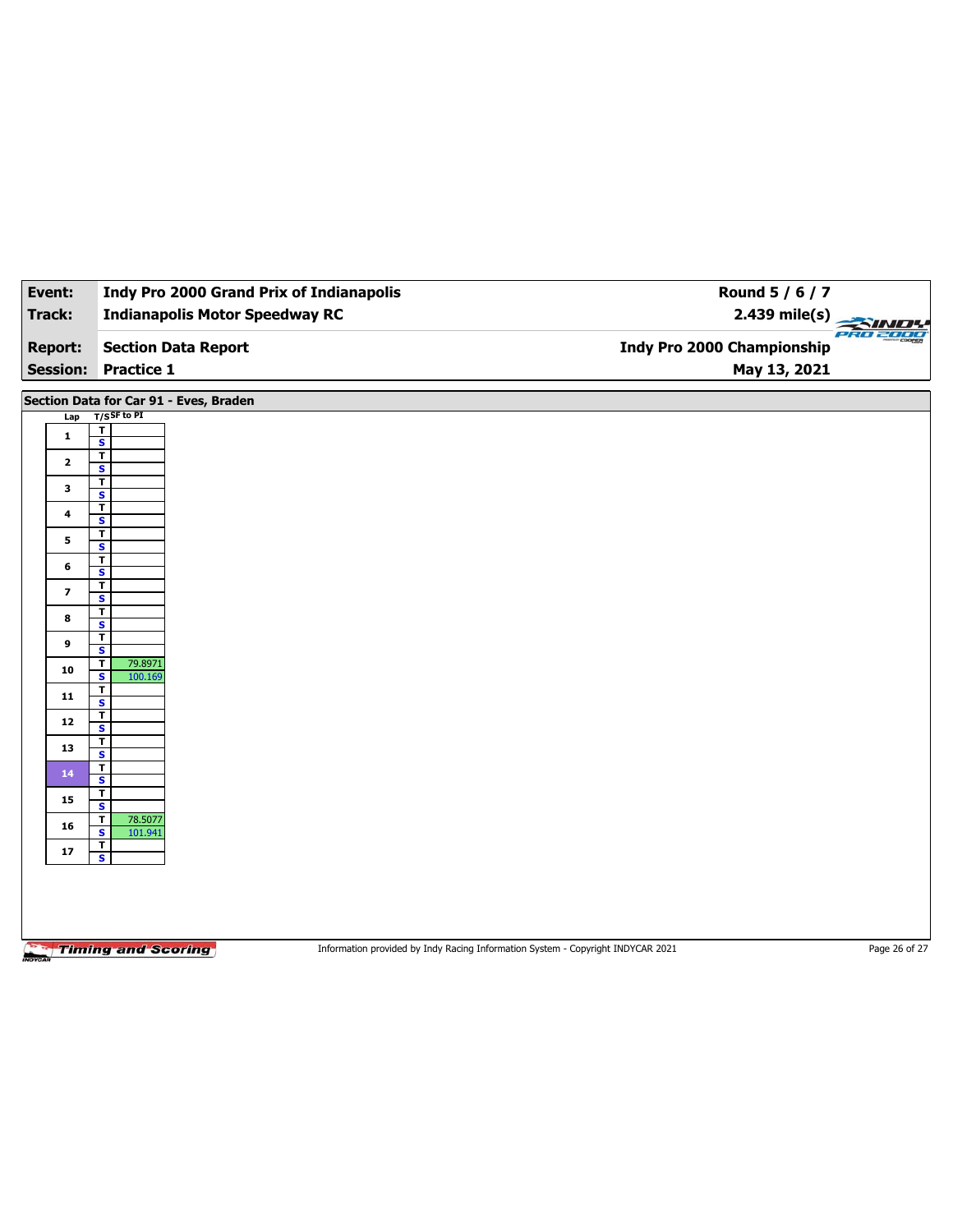| Event: | Indy Pro 2000 Grand Prix of Indianapolis | Round 5 / 6 / 7 |
|---|---|---|
| Track: | Indianapolis Motor Speedway RC | 2.439 mile(s) |
| Report: | Section Data Report | Indy Pro 2000 Championship |
| Session: | Practice 1 | May 13, 2021 |

## Section Data for Car 91 - Eves, Braden

| Lap | T/S | SF to PI |
|---|---|---|
| 1 | T | |
| | S | |
| 2 | T | |
| | S | |
| 3 | T | |
| | S | |
| 4 | T | |
| | S | |
| 5 | T | |
| | S | |
| 6 | T | |
| | S | |
| 7 | T | |
| | S | |
| 8 | T | |
| | S | |
| 9 | T | |
| | S | |
| 10 | T | 79.8971 |
| | S | 100.169 |
| 11 | T | |
| | S | |
| 12 | T | |
| | S | |
| 13 | T | |
| | S | |
| 14 | T | |
| | S | |
| 15 | T | |
| | S | |
| 16 | T | 78.5077 |
| | S | 101.941 |
| 17 | T | |
| | S | |

Information provided by Indy Racing Information System - Copyright INDYCAR 2021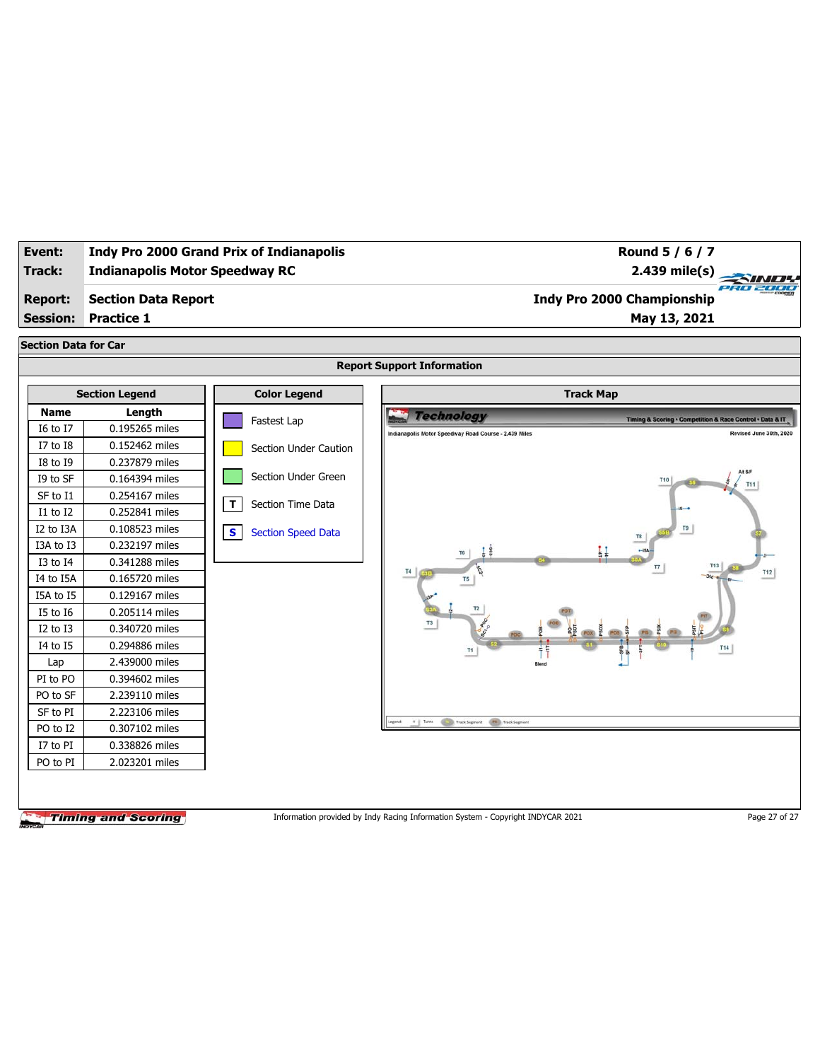| | |
|---|---|
| **Event:** | **Indy Pro 2000 Grand Prix of Indianapolis** |
| **Track:** | **Indianapolis Motor Speedway RC** |
| **Report:** | **Section Data Report** |
| **Session:** | **Practice 1** |

**Round 5 / 6 / 7**
**2.439 mile(s)**
**Indy Pro 2000 Championship**
**May 13, 2021**

**Section Data for Car**

**Report Support Information**

**Section Legend**

| Name | Length |
|---|---|
| I6 to I7 | 0.195265 miles |
| I7 to I8 | 0.152462 miles |
| I8 to I9 | 0.237879 miles |
| I9 to SF | 0.164394 miles |
| SF to I1 | 0.254167 miles |
| I1 to I2 | 0.252841 miles |
| I2 to I3A | 0.108523 miles |
| I3A to I3 | 0.232197 miles |
| I3 to I4 | 0.341288 miles |
| I4 to I5A | 0.165720 miles |
| I5A to I5 | 0.129167 miles |
| I5 to I6 | 0.205114 miles |
| I2 to I3 | 0.340720 miles |
| I4 to I5 | 0.294886 miles |
| Lap | 2.439000 miles |
| PI to PO | 0.394602 miles |
| PO to SF | 2.239110 miles |
| SF to PI | 2.223106 miles |
| PO to I2 | 0.307102 miles |
| I7 to PI | 0.338826 miles |
| PO to PI | 2.023201 miles |

**Color Legend**

- Fastest Lap
- Section Under Caution
- Section Under Green
- T — Section Time Data
- S — Section Speed Data

**Track Map**

Technology
Timing & Scoring • Competition & Race Control • Data & IT
Indianapolis Motor Speedway Road Course - 2.439 Miles
Revised June 30th, 2020

Information provided by Indy Racing Information System - Copyright INDYCAR 2021